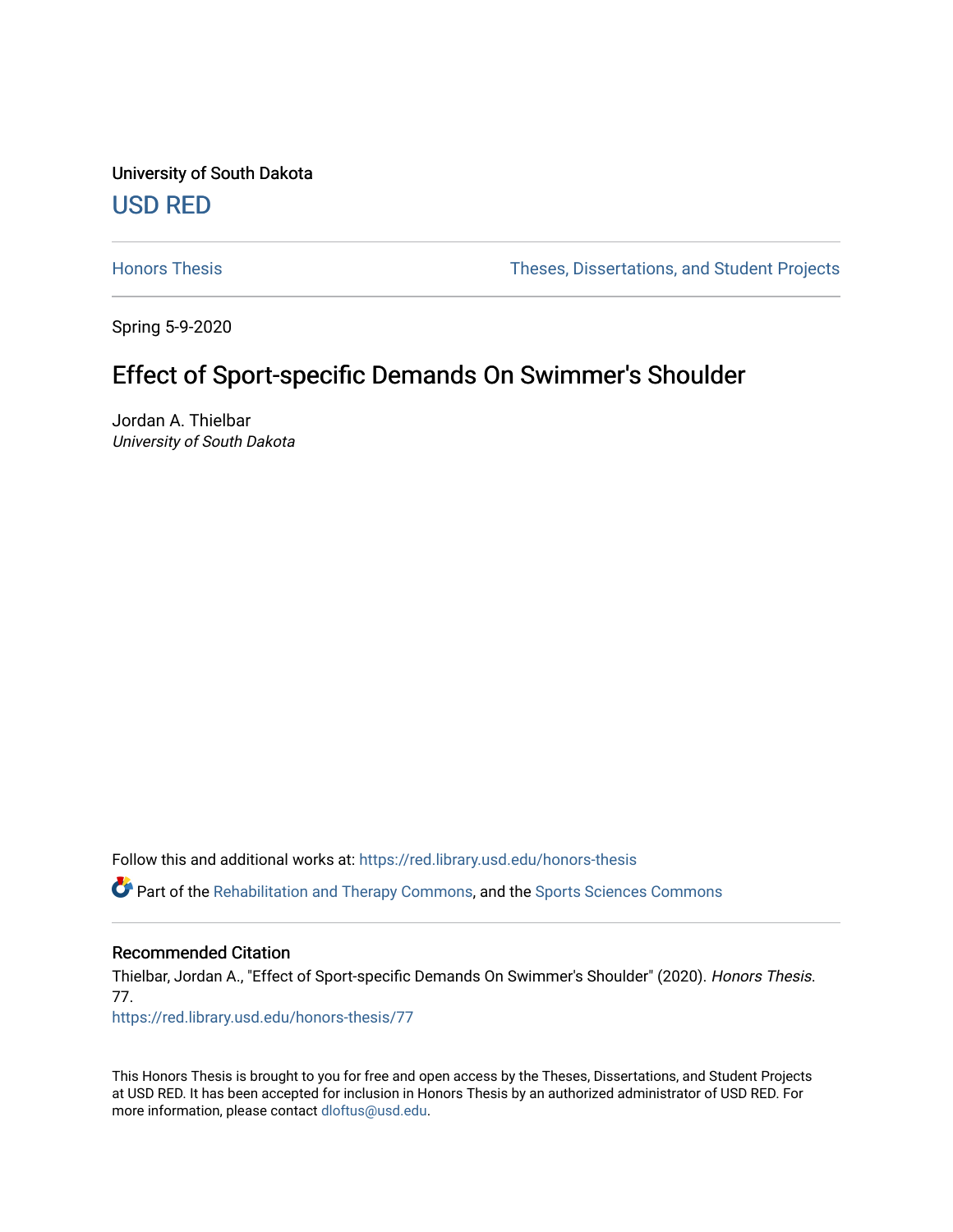University of South Dakota

USD RED

Honors Thesis

Theses, Dissertations, and Student Projects

Spring 5-9-2020

# Effect of Sport-specific Demands On Swimmer's Shoulder

Jordan A. Thielbar
*University of South Dakota*

Follow this and additional works at: https://red.library.usd.edu/honors-thesis

Part of the Rehabilitation and Therapy Commons, and the Sports Sciences Commons

## Recommended Citation

Thielbar, Jordan A., "Effect of Sport-specific Demands On Swimmer's Shoulder" (2020). *Honors Thesis*. 77.
https://red.library.usd.edu/honors-thesis/77

This Honors Thesis is brought to you for free and open access by the Theses, Dissertations, and Student Projects at USD RED. It has been accepted for inclusion in Honors Thesis by an authorized administrator of USD RED. For more information, please contact dloftus@usd.edu.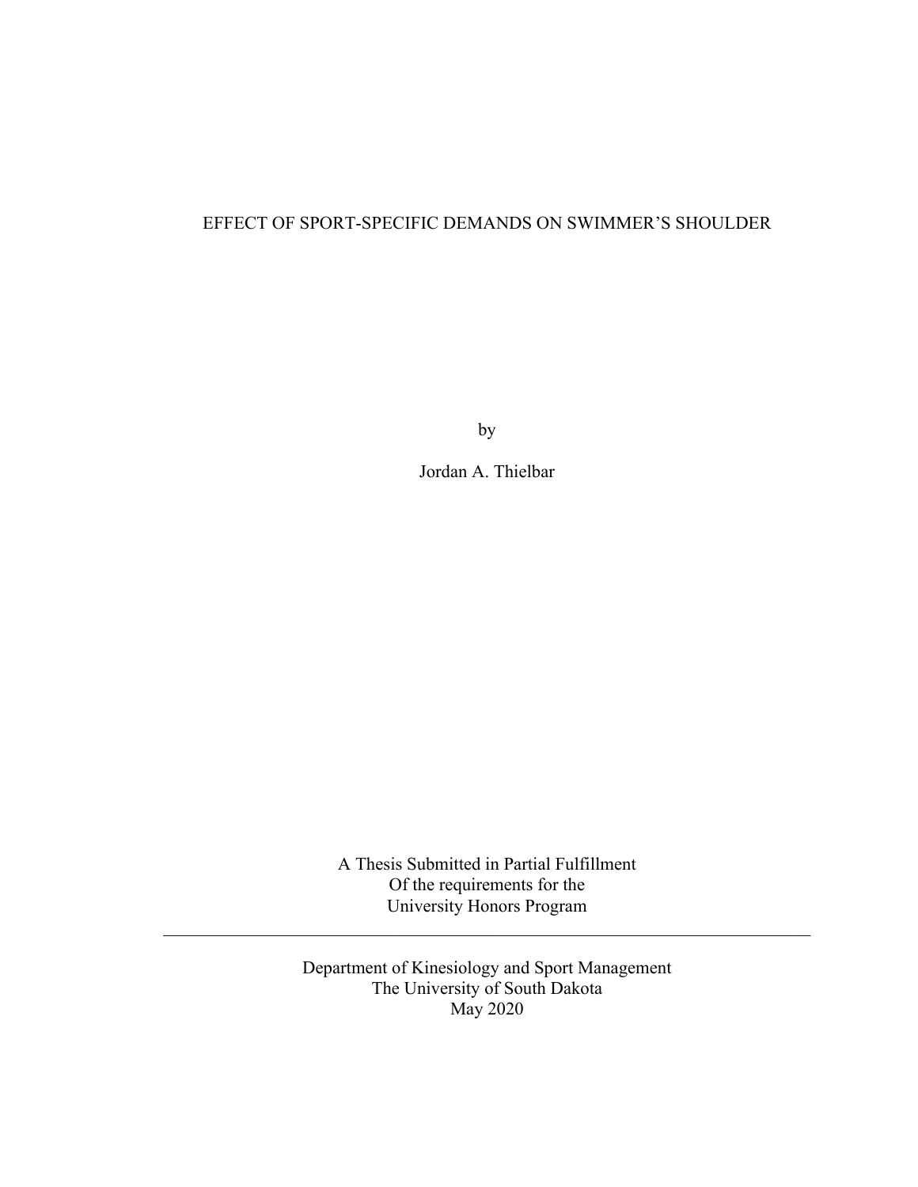# EFFECT OF SPORT-SPECIFIC DEMANDS ON SWIMMER'S SHOULDER

by

Jordan A. Thielbar

A Thesis Submitted in Partial Fulfillment
Of the requirements for the
University Honors Program

---

Department of Kinesiology and Sport Management
The University of South Dakota
May 2020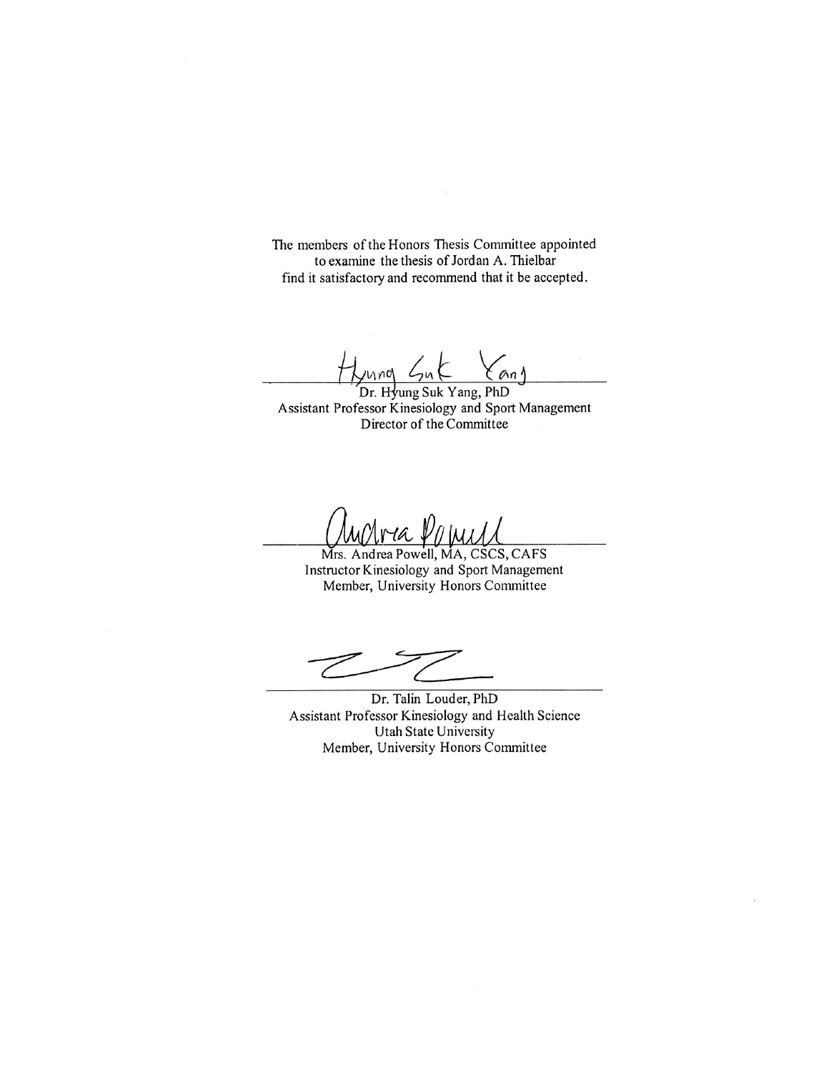The members of the Honors Thesis Committee appointed
to examine the thesis of Jordan A. Thielbar
find it satisfactory and recommend that it be accepted.

Dr. Hyung Suk Yang, PhD
Assistant Professor Kinesiology and Sport Management
Director of the Committee

Mrs. Andrea Powell, MA, CSCS, CAFS
Instructor Kinesiology and Sport Management
Member, University Honors Committee

Dr. Talin Louder, PhD
Assistant Professor Kinesiology and Health Science
Utah State University
Member, University Honors Committee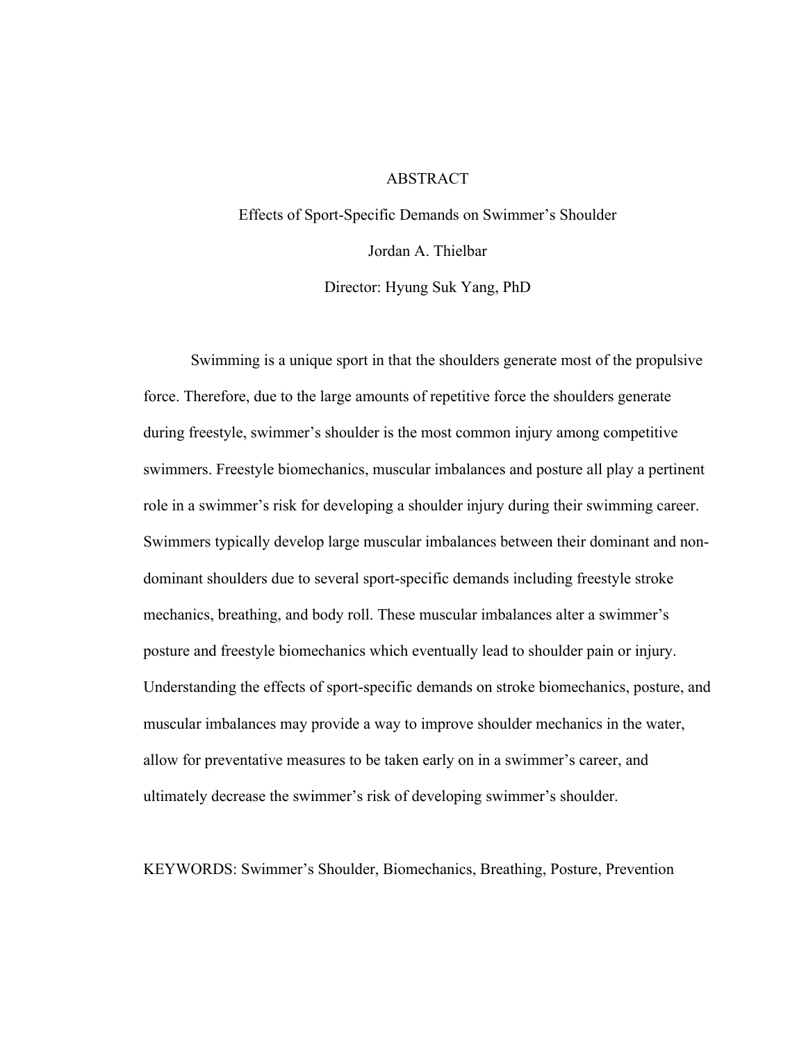# ABSTRACT

## Effects of Sport-Specific Demands on Swimmer's Shoulder

Jordan A. Thielbar

Director: Hyung Suk Yang, PhD

Swimming is a unique sport in that the shoulders generate most of the propulsive force. Therefore, due to the large amounts of repetitive force the shoulders generate during freestyle, swimmer's shoulder is the most common injury among competitive swimmers. Freestyle biomechanics, muscular imbalances and posture all play a pertinent role in a swimmer's risk for developing a shoulder injury during their swimming career. Swimmers typically develop large muscular imbalances between their dominant and non-dominant shoulders due to several sport-specific demands including freestyle stroke mechanics, breathing, and body roll. These muscular imbalances alter a swimmer's posture and freestyle biomechanics which eventually lead to shoulder pain or injury. Understanding the effects of sport-specific demands on stroke biomechanics, posture, and muscular imbalances may provide a way to improve shoulder mechanics in the water, allow for preventative measures to be taken early on in a swimmer's career, and ultimately decrease the swimmer's risk of developing swimmer's shoulder.

KEYWORDS: Swimmer's Shoulder, Biomechanics, Breathing, Posture, Prevention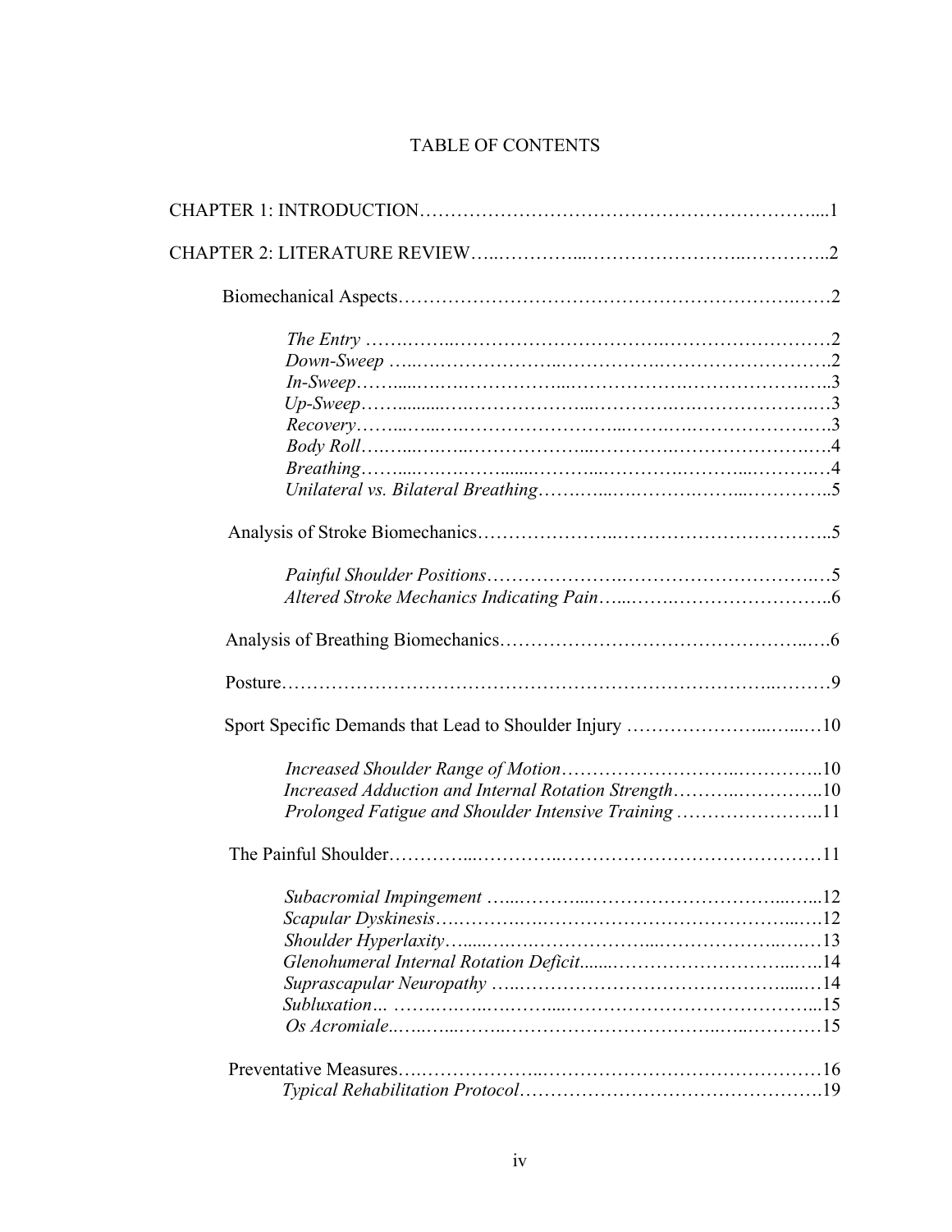# TABLE OF CONTENTS

CHAPTER 1: INTRODUCTION....1

CHAPTER 2: LITERATURE REVIEW....2

Biomechanical Aspects....2

*The Entry* ....2
*Down-Sweep* ....2
*In-Sweep*....3
*Up-Sweep*....3
*Recovery*....3
*Body Roll*....4
*Breathing*....4
*Unilateral vs. Bilateral Breathing*....5

Analysis of Stroke Biomechanics....5

*Painful Shoulder Positions*....5
*Altered Stroke Mechanics Indicating Pain*....6

Analysis of Breathing Biomechanics....6

Posture....9

Sport Specific Demands that Lead to Shoulder Injury ....10

*Increased Shoulder Range of Motion*....10
*Increased Adduction and Internal Rotation Strength*....10
*Prolonged Fatigue and Shoulder Intensive Training* ....11

The Painful Shoulder....11

*Subacromial Impingement* ....12
*Scapular Dyskinesis*....12
*Shoulder Hyperlaxity*....13
*Glenohumeral Internal Rotation Deficit*....14
*Suprascapular Neuropathy* ....14
*Subluxation*... ....15
*Os Acromiale*....15

Preventative Measures....16
*Typical Rehabilitation Protocol*....19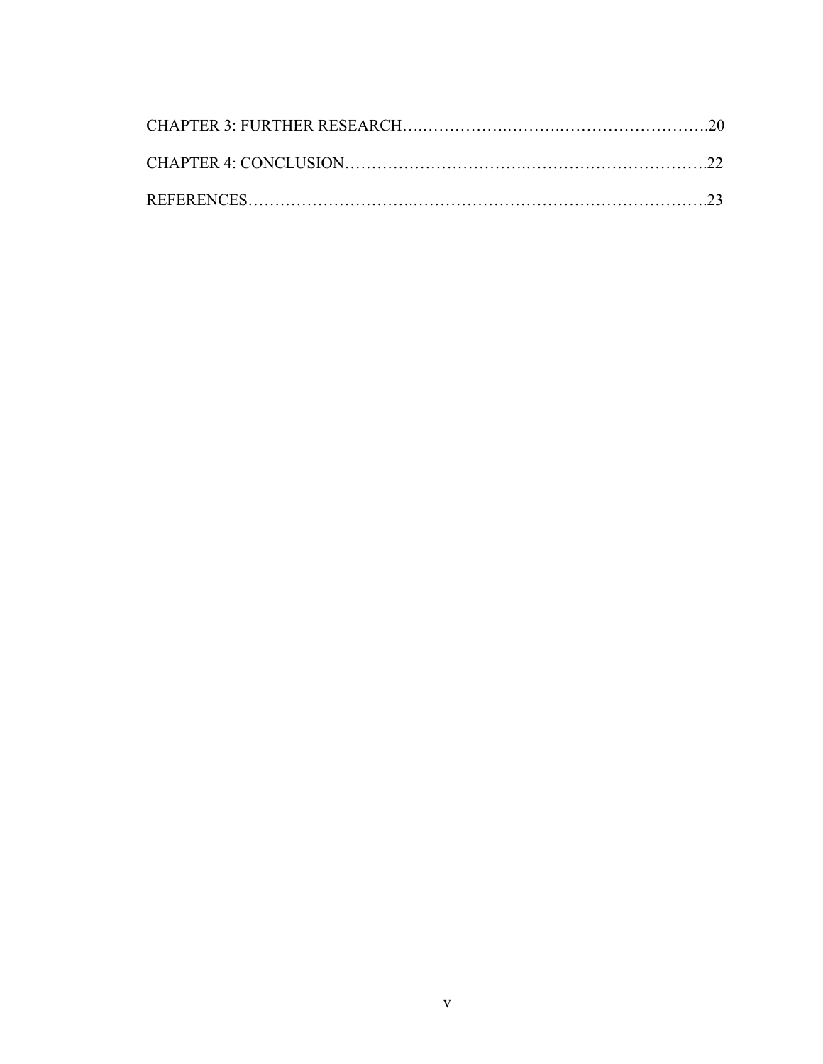CHAPTER 3: FURTHER RESEARCH…..…………..……..……….…………….20

CHAPTER 4: CONCLUSION…………………………..…………………………….22

REFERENCES………………………..……………………………………………….23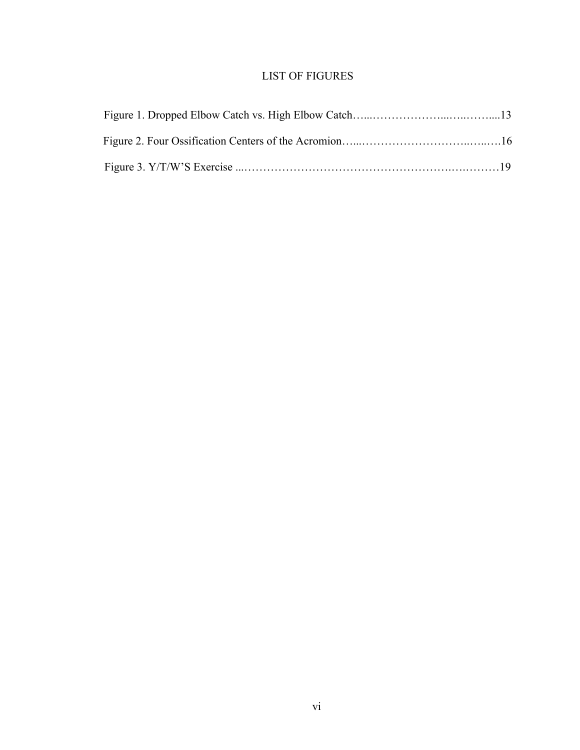# LIST OF FIGURES

Figure 1. Dropped Elbow Catch vs. High Elbow Catch…....……………….....…..……....13

Figure 2. Four Ossification Centers of the Acromion…....………………………..…..….16

Figure 3. Y/T/W'S Exercise ...…………………………………………….….………19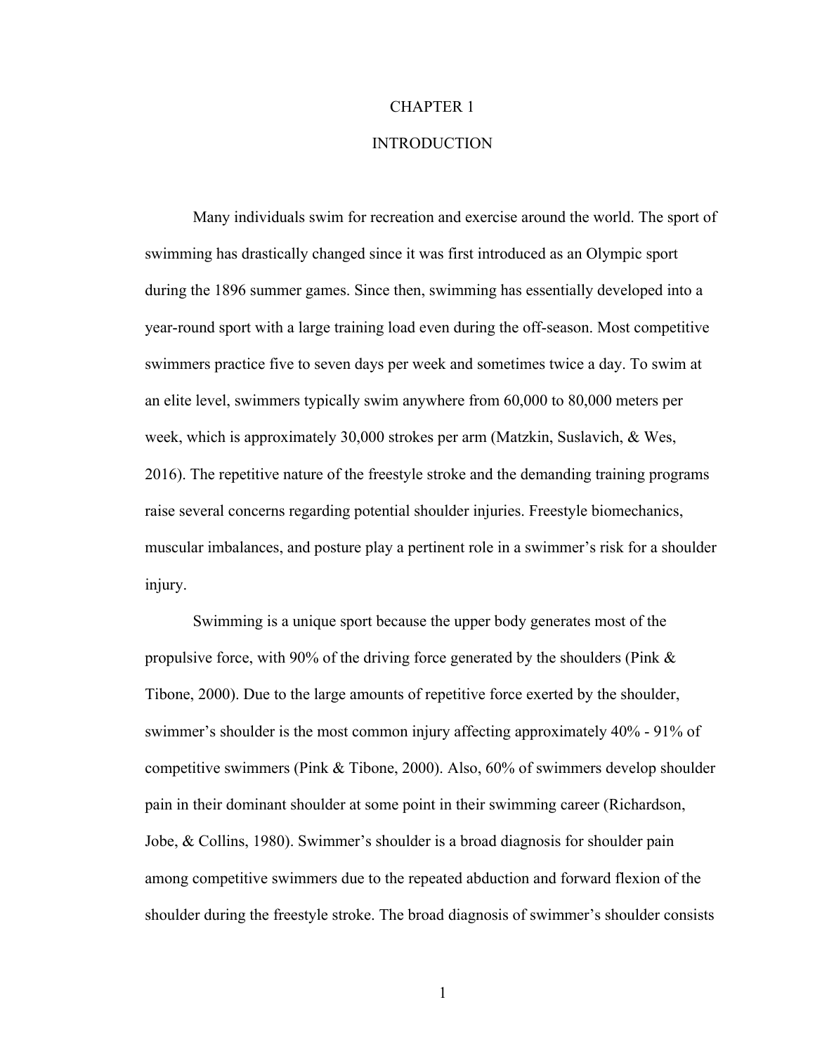# CHAPTER 1

# INTRODUCTION

Many individuals swim for recreation and exercise around the world. The sport of swimming has drastically changed since it was first introduced as an Olympic sport during the 1896 summer games. Since then, swimming has essentially developed into a year-round sport with a large training load even during the off-season. Most competitive swimmers practice five to seven days per week and sometimes twice a day. To swim at an elite level, swimmers typically swim anywhere from 60,000 to 80,000 meters per week, which is approximately 30,000 strokes per arm (Matzkin, Suslavich, & Wes, 2016). The repetitive nature of the freestyle stroke and the demanding training programs raise several concerns regarding potential shoulder injuries. Freestyle biomechanics, muscular imbalances, and posture play a pertinent role in a swimmer's risk for a shoulder injury.

Swimming is a unique sport because the upper body generates most of the propulsive force, with 90% of the driving force generated by the shoulders (Pink & Tibone, 2000). Due to the large amounts of repetitive force exerted by the shoulder, swimmer's shoulder is the most common injury affecting approximately 40% - 91% of competitive swimmers (Pink & Tibone, 2000). Also, 60% of swimmers develop shoulder pain in their dominant shoulder at some point in their swimming career (Richardson, Jobe, & Collins, 1980). Swimmer's shoulder is a broad diagnosis for shoulder pain among competitive swimmers due to the repeated abduction and forward flexion of the shoulder during the freestyle stroke. The broad diagnosis of swimmer's shoulder consists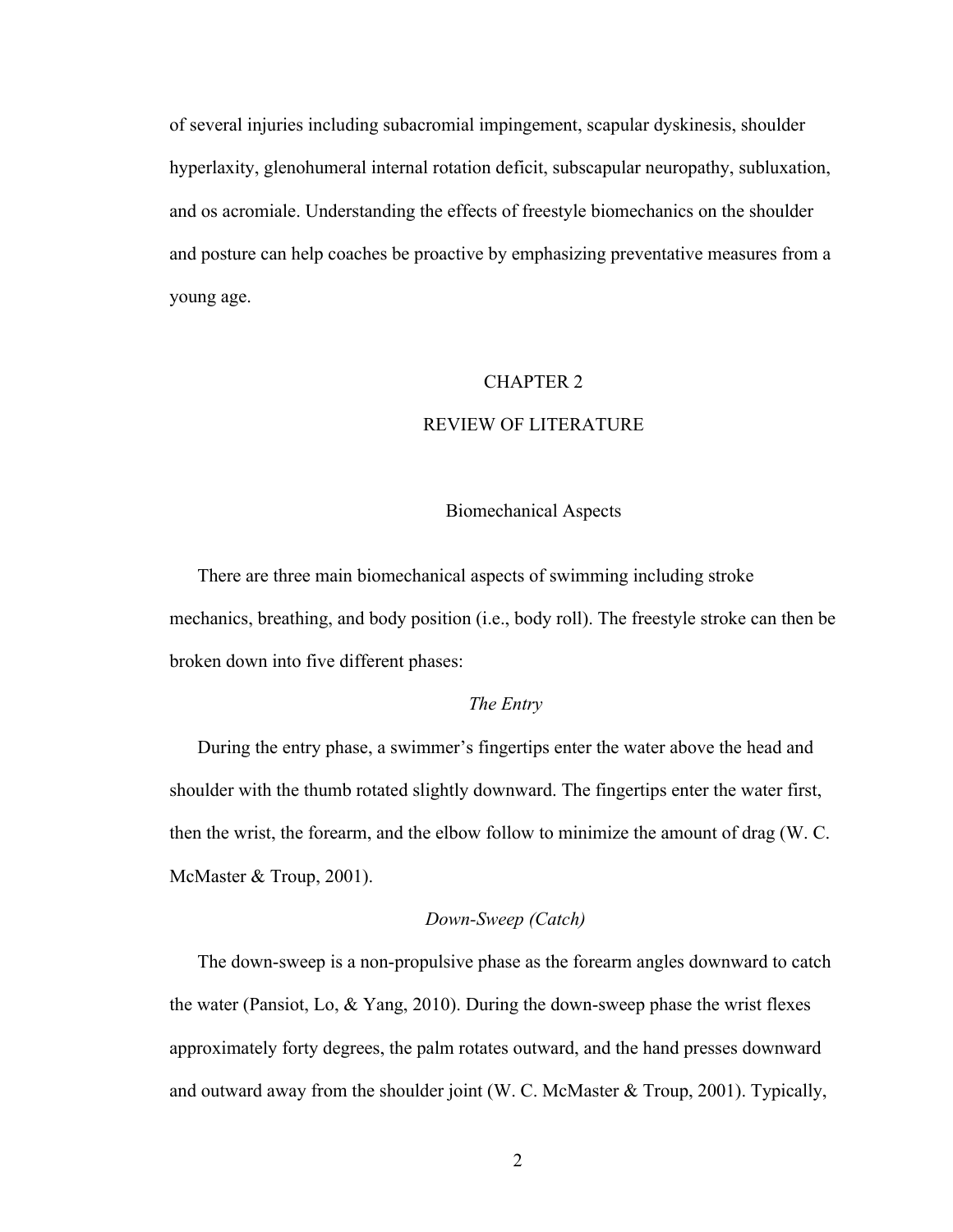of several injuries including subacromial impingement, scapular dyskinesis, shoulder hyperlaxity, glenohumeral internal rotation deficit, subscapular neuropathy, subluxation, and os acromiale. Understanding the effects of freestyle biomechanics on the shoulder and posture can help coaches be proactive by emphasizing preventative measures from a young age.

# CHAPTER 2

# REVIEW OF LITERATURE

## Biomechanical Aspects

There are three main biomechanical aspects of swimming including stroke mechanics, breathing, and body position (i.e., body roll). The freestyle stroke can then be broken down into five different phases:

### *The Entry*

During the entry phase, a swimmer's fingertips enter the water above the head and shoulder with the thumb rotated slightly downward. The fingertips enter the water first, then the wrist, the forearm, and the elbow follow to minimize the amount of drag (W. C. McMaster & Troup, 2001).

### *Down-Sweep (Catch)*

The down-sweep is a non-propulsive phase as the forearm angles downward to catch the water (Pansiot, Lo, & Yang, 2010). During the down-sweep phase the wrist flexes approximately forty degrees, the palm rotates outward, and the hand presses downward and outward away from the shoulder joint (W. C. McMaster & Troup, 2001). Typically,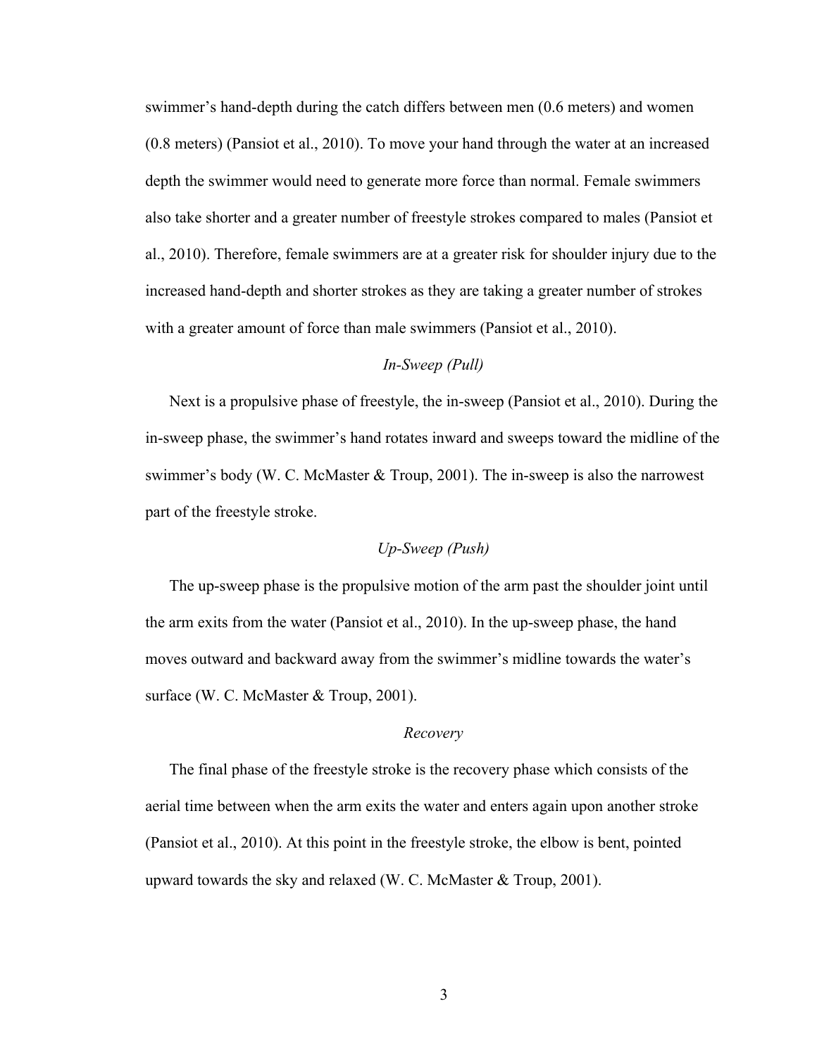swimmer's hand-depth during the catch differs between men (0.6 meters) and women (0.8 meters) (Pansiot et al., 2010). To move your hand through the water at an increased depth the swimmer would need to generate more force than normal. Female swimmers also take shorter and a greater number of freestyle strokes compared to males (Pansiot et al., 2010). Therefore, female swimmers are at a greater risk for shoulder injury due to the increased hand-depth and shorter strokes as they are taking a greater number of strokes with a greater amount of force than male swimmers (Pansiot et al., 2010).

### *In-Sweep (Pull)*

Next is a propulsive phase of freestyle, the in-sweep (Pansiot et al., 2010). During the in-sweep phase, the swimmer's hand rotates inward and sweeps toward the midline of the swimmer's body (W. C. McMaster & Troup, 2001). The in-sweep is also the narrowest part of the freestyle stroke.

### *Up-Sweep (Push)*

The up-sweep phase is the propulsive motion of the arm past the shoulder joint until the arm exits from the water (Pansiot et al., 2010). In the up-sweep phase, the hand moves outward and backward away from the swimmer's midline towards the water's surface (W. C. McMaster & Troup, 2001).

### *Recovery*

The final phase of the freestyle stroke is the recovery phase which consists of the aerial time between when the arm exits the water and enters again upon another stroke (Pansiot et al., 2010). At this point in the freestyle stroke, the elbow is bent, pointed upward towards the sky and relaxed (W. C. McMaster & Troup, 2001).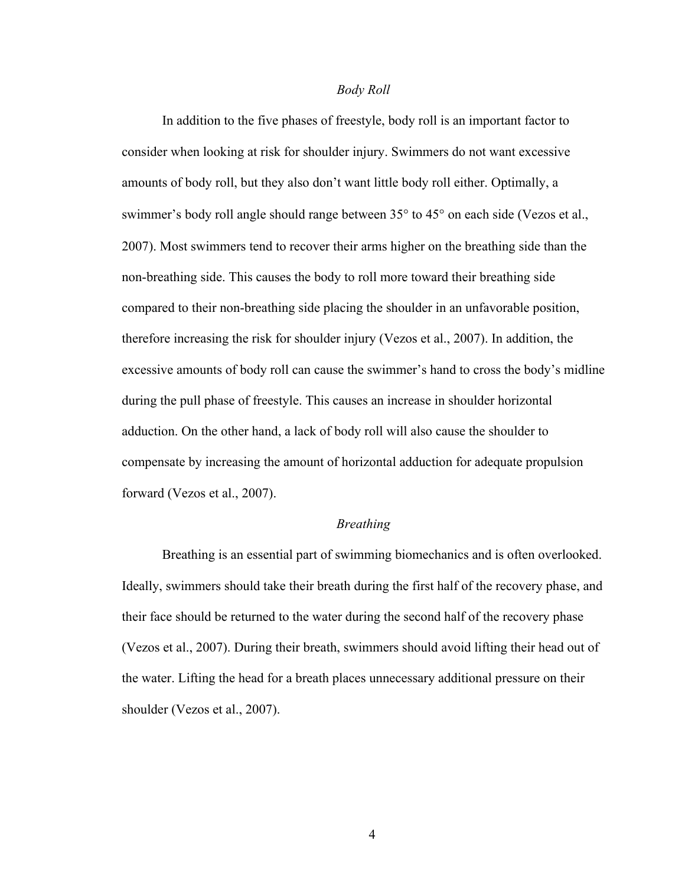### *Body Roll*

In addition to the five phases of freestyle, body roll is an important factor to consider when looking at risk for shoulder injury. Swimmers do not want excessive amounts of body roll, but they also don't want little body roll either. Optimally, a swimmer's body roll angle should range between 35° to 45° on each side (Vezos et al., 2007). Most swimmers tend to recover their arms higher on the breathing side than the non-breathing side. This causes the body to roll more toward their breathing side compared to their non-breathing side placing the shoulder in an unfavorable position, therefore increasing the risk for shoulder injury (Vezos et al., 2007). In addition, the excessive amounts of body roll can cause the swimmer's hand to cross the body's midline during the pull phase of freestyle. This causes an increase in shoulder horizontal adduction. On the other hand, a lack of body roll will also cause the shoulder to compensate by increasing the amount of horizontal adduction for adequate propulsion forward (Vezos et al., 2007).

### *Breathing*

Breathing is an essential part of swimming biomechanics and is often overlooked. Ideally, swimmers should take their breath during the first half of the recovery phase, and their face should be returned to the water during the second half of the recovery phase (Vezos et al., 2007). During their breath, swimmers should avoid lifting their head out of the water. Lifting the head for a breath places unnecessary additional pressure on their shoulder (Vezos et al., 2007).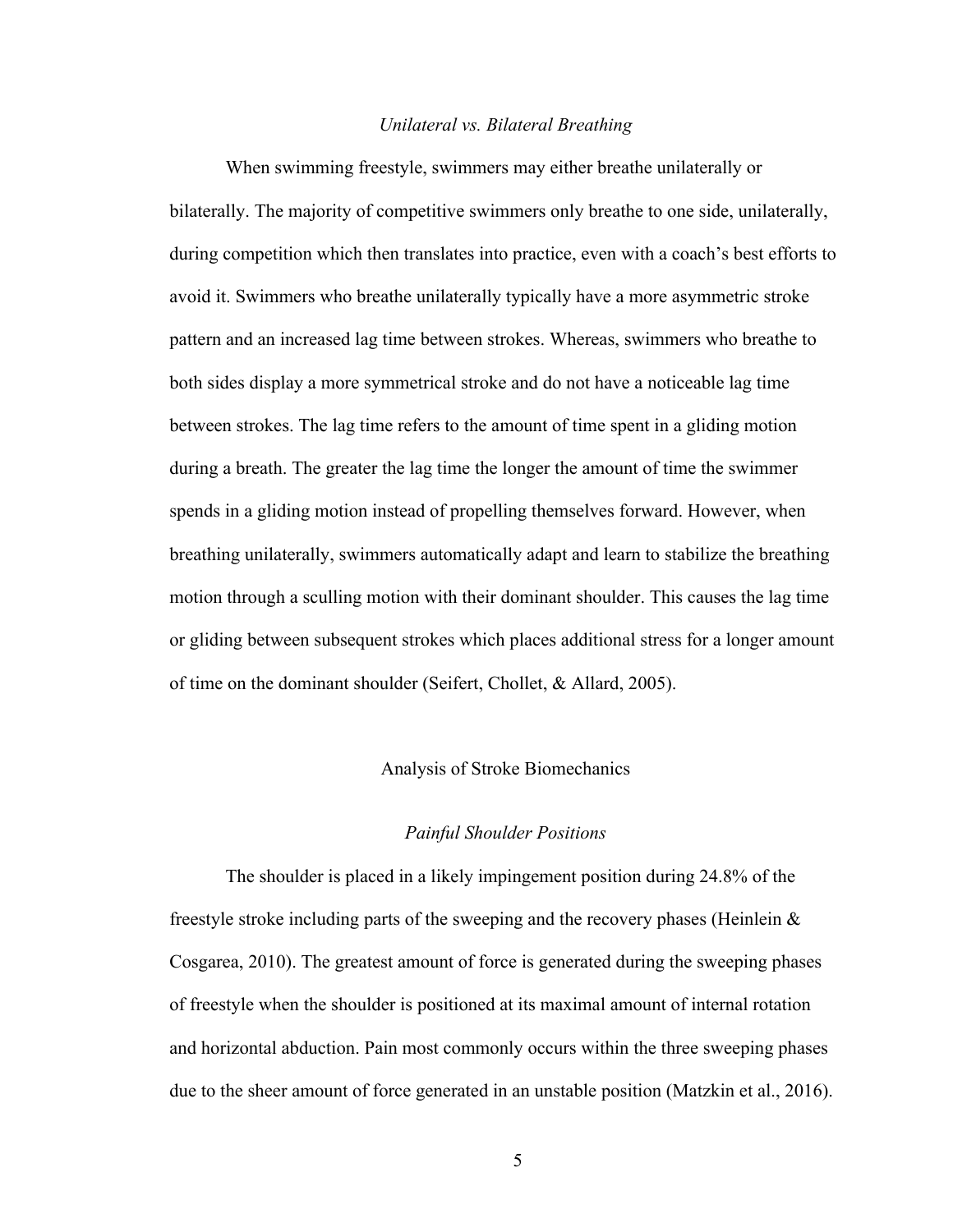### *Unilateral vs. Bilateral Breathing*

When swimming freestyle, swimmers may either breathe unilaterally or bilaterally. The majority of competitive swimmers only breathe to one side, unilaterally, during competition which then translates into practice, even with a coach's best efforts to avoid it. Swimmers who breathe unilaterally typically have a more asymmetric stroke pattern and an increased lag time between strokes. Whereas, swimmers who breathe to both sides display a more symmetrical stroke and do not have a noticeable lag time between strokes. The lag time refers to the amount of time spent in a gliding motion during a breath. The greater the lag time the longer the amount of time the swimmer spends in a gliding motion instead of propelling themselves forward. However, when breathing unilaterally, swimmers automatically adapt and learn to stabilize the breathing motion through a sculling motion with their dominant shoulder. This causes the lag time or gliding between subsequent strokes which places additional stress for a longer amount of time on the dominant shoulder (Seifert, Chollet, & Allard, 2005).

## Analysis of Stroke Biomechanics

### *Painful Shoulder Positions*

The shoulder is placed in a likely impingement position during 24.8% of the freestyle stroke including parts of the sweeping and the recovery phases (Heinlein & Cosgarea, 2010). The greatest amount of force is generated during the sweeping phases of freestyle when the shoulder is positioned at its maximal amount of internal rotation and horizontal abduction. Pain most commonly occurs within the three sweeping phases due to the sheer amount of force generated in an unstable position (Matzkin et al., 2016).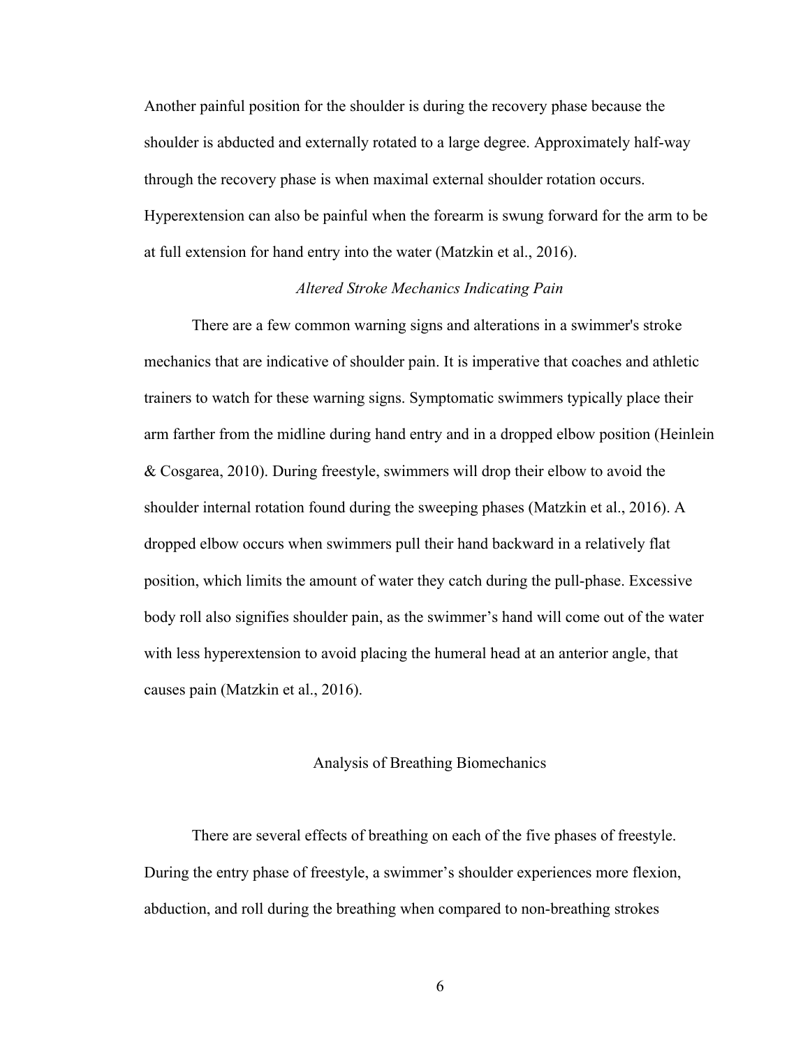Another painful position for the shoulder is during the recovery phase because the shoulder is abducted and externally rotated to a large degree. Approximately half-way through the recovery phase is when maximal external shoulder rotation occurs. Hyperextension can also be painful when the forearm is swung forward for the arm to be at full extension for hand entry into the water (Matzkin et al., 2016).

### *Altered Stroke Mechanics Indicating Pain*

There are a few common warning signs and alterations in a swimmer's stroke mechanics that are indicative of shoulder pain. It is imperative that coaches and athletic trainers to watch for these warning signs. Symptomatic swimmers typically place their arm farther from the midline during hand entry and in a dropped elbow position (Heinlein & Cosgarea, 2010). During freestyle, swimmers will drop their elbow to avoid the shoulder internal rotation found during the sweeping phases (Matzkin et al., 2016). A dropped elbow occurs when swimmers pull their hand backward in a relatively flat position, which limits the amount of water they catch during the pull-phase. Excessive body roll also signifies shoulder pain, as the swimmer's hand will come out of the water with less hyperextension to avoid placing the humeral head at an anterior angle, that causes pain (Matzkin et al., 2016).

## Analysis of Breathing Biomechanics

There are several effects of breathing on each of the five phases of freestyle. During the entry phase of freestyle, a swimmer's shoulder experiences more flexion, abduction, and roll during the breathing when compared to non-breathing strokes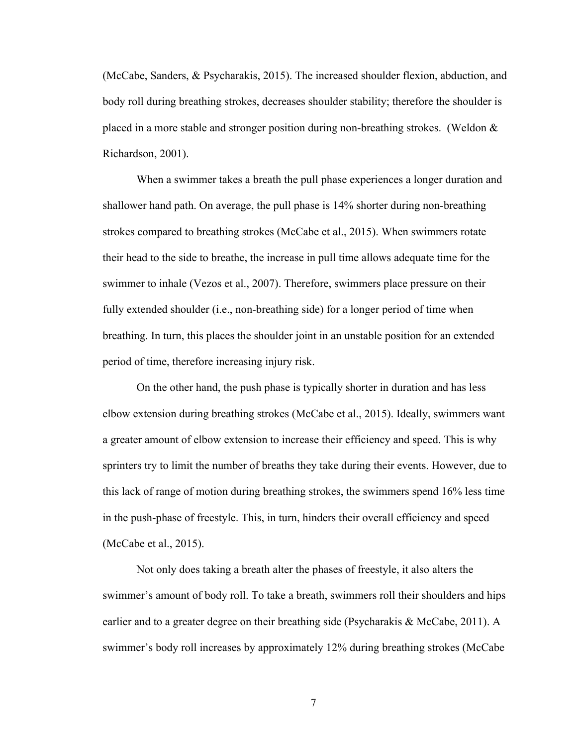(McCabe, Sanders, & Psycharakis, 2015). The increased shoulder flexion, abduction, and body roll during breathing strokes, decreases shoulder stability; therefore the shoulder is placed in a more stable and stronger position during non-breathing strokes. (Weldon & Richardson, 2001).

When a swimmer takes a breath the pull phase experiences a longer duration and shallower hand path. On average, the pull phase is 14% shorter during non-breathing strokes compared to breathing strokes (McCabe et al., 2015). When swimmers rotate their head to the side to breathe, the increase in pull time allows adequate time for the swimmer to inhale (Vezos et al., 2007). Therefore, swimmers place pressure on their fully extended shoulder (i.e., non-breathing side) for a longer period of time when breathing. In turn, this places the shoulder joint in an unstable position for an extended period of time, therefore increasing injury risk.

On the other hand, the push phase is typically shorter in duration and has less elbow extension during breathing strokes (McCabe et al., 2015). Ideally, swimmers want a greater amount of elbow extension to increase their efficiency and speed. This is why sprinters try to limit the number of breaths they take during their events. However, due to this lack of range of motion during breathing strokes, the swimmers spend 16% less time in the push-phase of freestyle. This, in turn, hinders their overall efficiency and speed (McCabe et al., 2015).

Not only does taking a breath alter the phases of freestyle, it also alters the swimmer's amount of body roll. To take a breath, swimmers roll their shoulders and hips earlier and to a greater degree on their breathing side (Psycharakis & McCabe, 2011). A swimmer's body roll increases by approximately 12% during breathing strokes (McCabe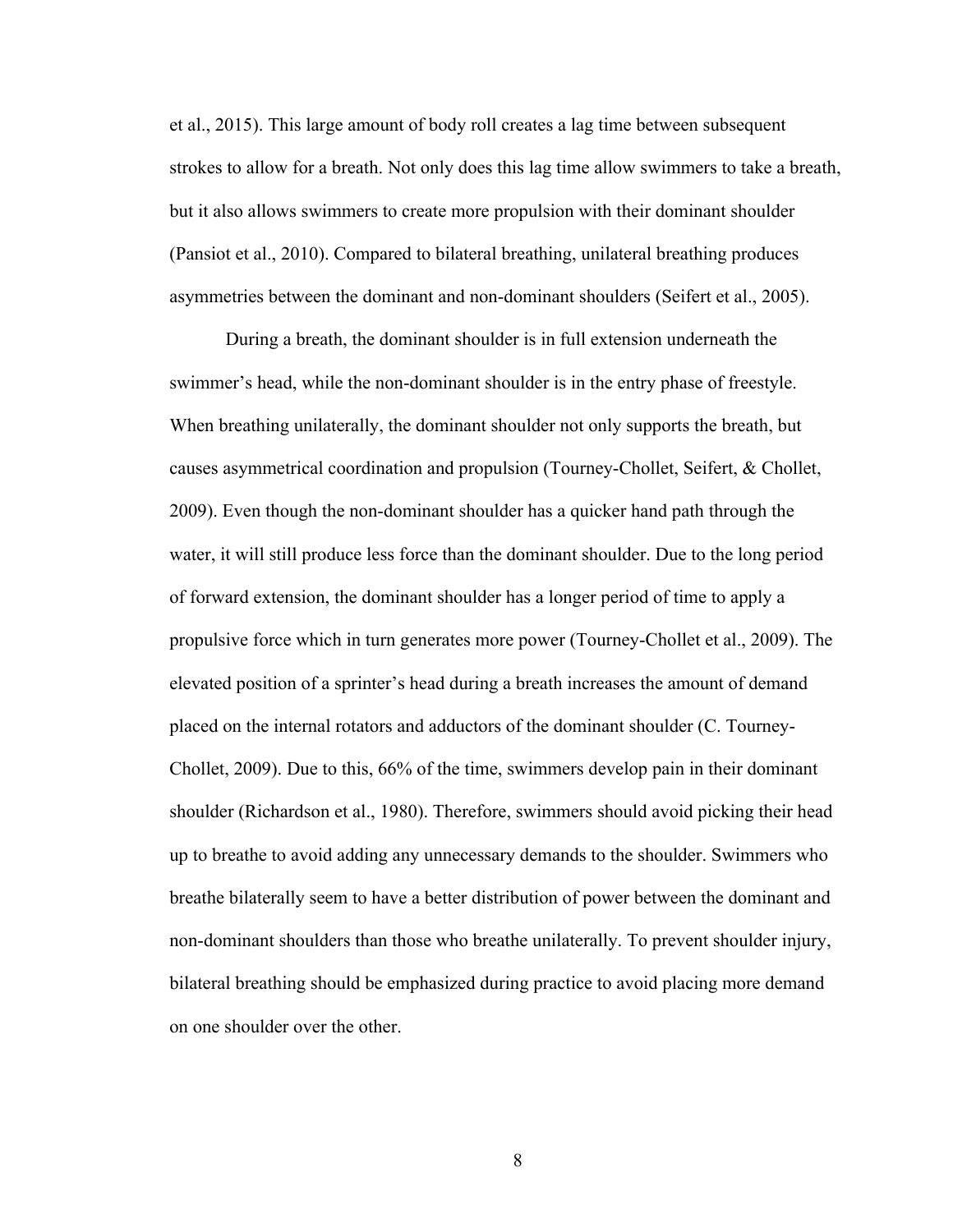et al., 2015). This large amount of body roll creates a lag time between subsequent strokes to allow for a breath. Not only does this lag time allow swimmers to take a breath, but it also allows swimmers to create more propulsion with their dominant shoulder (Pansiot et al., 2010). Compared to bilateral breathing, unilateral breathing produces asymmetries between the dominant and non-dominant shoulders (Seifert et al., 2005).

During a breath, the dominant shoulder is in full extension underneath the swimmer's head, while the non-dominant shoulder is in the entry phase of freestyle. When breathing unilaterally, the dominant shoulder not only supports the breath, but causes asymmetrical coordination and propulsion (Tourney-Chollet, Seifert, & Chollet, 2009). Even though the non-dominant shoulder has a quicker hand path through the water, it will still produce less force than the dominant shoulder. Due to the long period of forward extension, the dominant shoulder has a longer period of time to apply a propulsive force which in turn generates more power (Tourney-Chollet et al., 2009). The elevated position of a sprinter's head during a breath increases the amount of demand placed on the internal rotators and adductors of the dominant shoulder (C. Tourney-Chollet, 2009). Due to this, 66% of the time, swimmers develop pain in their dominant shoulder (Richardson et al., 1980). Therefore, swimmers should avoid picking their head up to breathe to avoid adding any unnecessary demands to the shoulder. Swimmers who breathe bilaterally seem to have a better distribution of power between the dominant and non-dominant shoulders than those who breathe unilaterally. To prevent shoulder injury, bilateral breathing should be emphasized during practice to avoid placing more demand on one shoulder over the other.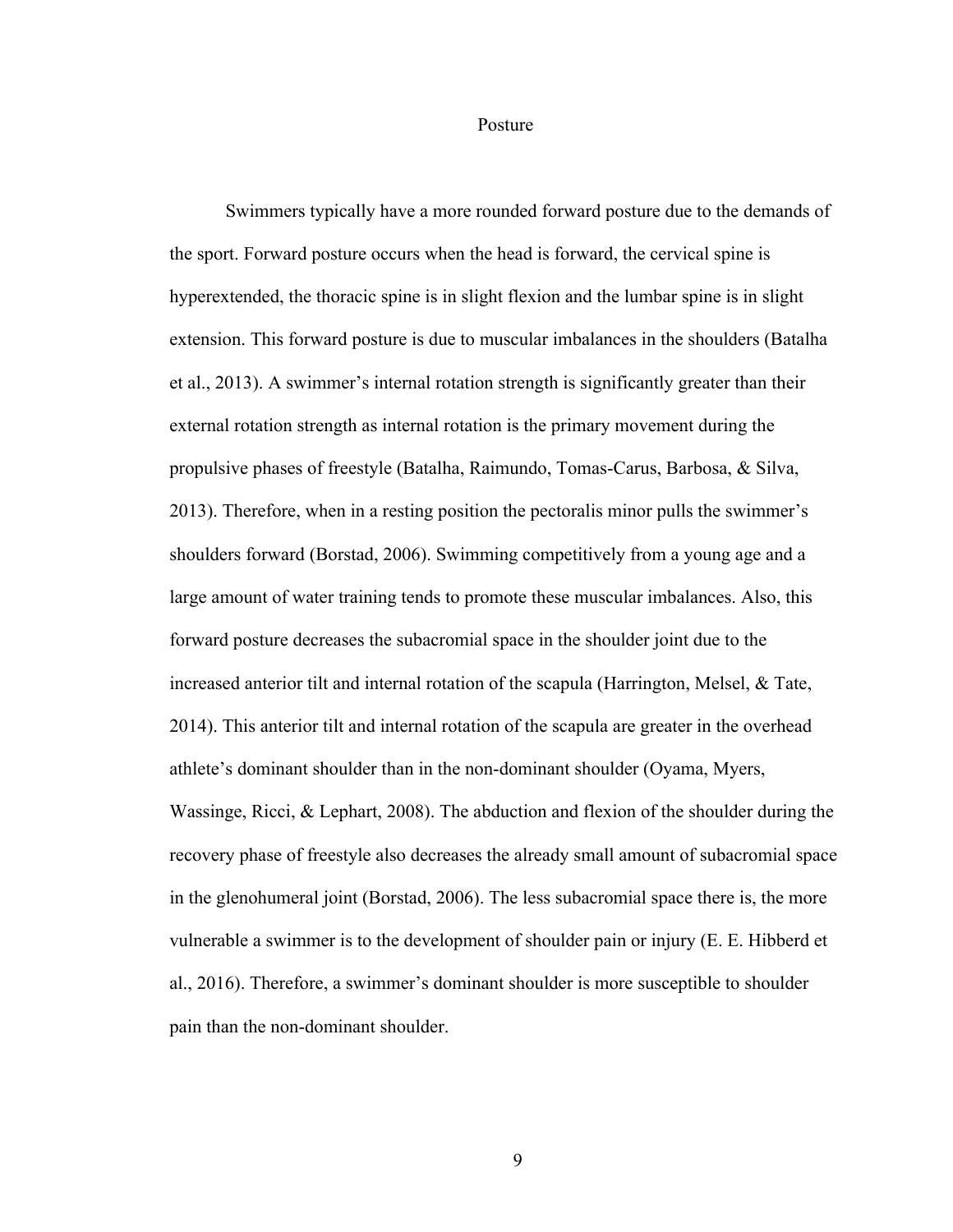## Posture

Swimmers typically have a more rounded forward posture due to the demands of the sport. Forward posture occurs when the head is forward, the cervical spine is hyperextended, the thoracic spine is in slight flexion and the lumbar spine is in slight extension. This forward posture is due to muscular imbalances in the shoulders (Batalha et al., 2013). A swimmer's internal rotation strength is significantly greater than their external rotation strength as internal rotation is the primary movement during the propulsive phases of freestyle (Batalha, Raimundo, Tomas-Carus, Barbosa, & Silva, 2013). Therefore, when in a resting position the pectoralis minor pulls the swimmer's shoulders forward (Borstad, 2006). Swimming competitively from a young age and a large amount of water training tends to promote these muscular imbalances. Also, this forward posture decreases the subacromial space in the shoulder joint due to the increased anterior tilt and internal rotation of the scapula (Harrington, Melsel, & Tate, 2014). This anterior tilt and internal rotation of the scapula are greater in the overhead athlete's dominant shoulder than in the non-dominant shoulder (Oyama, Myers, Wassinge, Ricci, & Lephart, 2008). The abduction and flexion of the shoulder during the recovery phase of freestyle also decreases the already small amount of subacromial space in the glenohumeral joint (Borstad, 2006). The less subacromial space there is, the more vulnerable a swimmer is to the development of shoulder pain or injury (E. E. Hibberd et al., 2016). Therefore, a swimmer's dominant shoulder is more susceptible to shoulder pain than the non-dominant shoulder.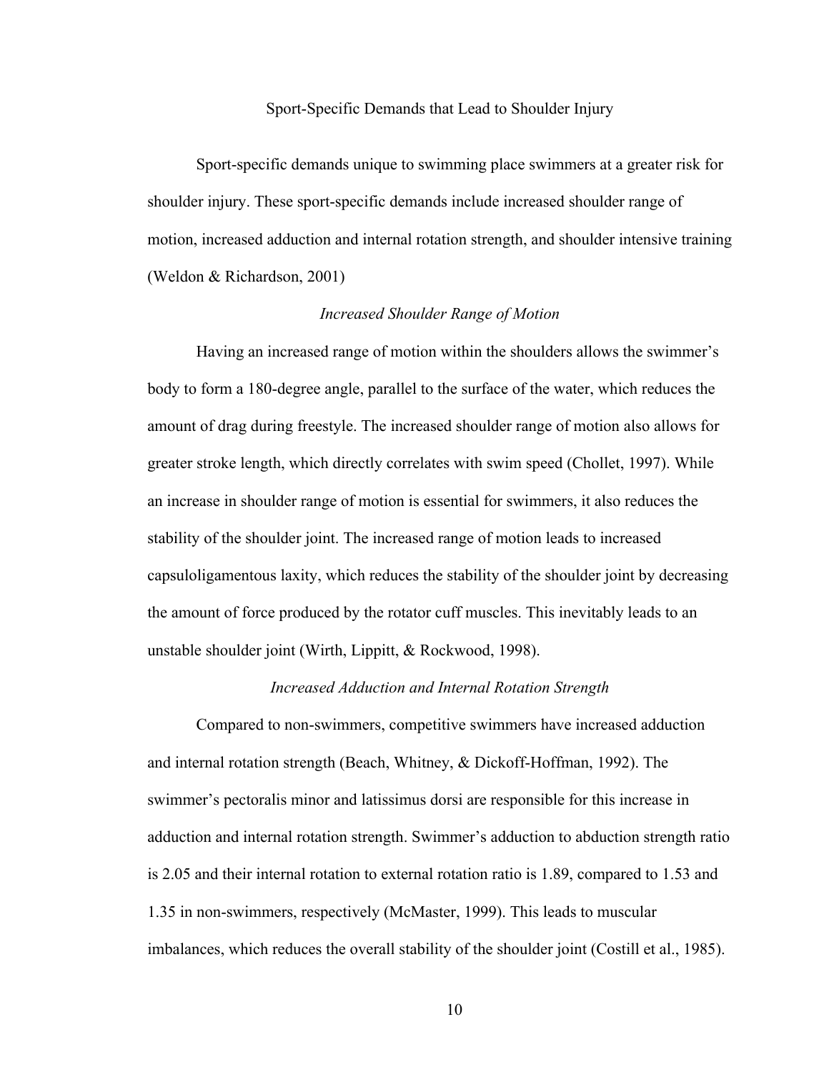## Sport-Specific Demands that Lead to Shoulder Injury

Sport-specific demands unique to swimming place swimmers at a greater risk for shoulder injury. These sport-specific demands include increased shoulder range of motion, increased adduction and internal rotation strength, and shoulder intensive training (Weldon & Richardson, 2001)

### *Increased Shoulder Range of Motion*

Having an increased range of motion within the shoulders allows the swimmer's body to form a 180-degree angle, parallel to the surface of the water, which reduces the amount of drag during freestyle. The increased shoulder range of motion also allows for greater stroke length, which directly correlates with swim speed (Chollet, 1997). While an increase in shoulder range of motion is essential for swimmers, it also reduces the stability of the shoulder joint. The increased range of motion leads to increased capsuloligamentous laxity, which reduces the stability of the shoulder joint by decreasing the amount of force produced by the rotator cuff muscles. This inevitably leads to an unstable shoulder joint (Wirth, Lippitt, & Rockwood, 1998).

### *Increased Adduction and Internal Rotation Strength*

Compared to non-swimmers, competitive swimmers have increased adduction and internal rotation strength (Beach, Whitney, & Dickoff-Hoffman, 1992). The swimmer's pectoralis minor and latissimus dorsi are responsible for this increase in adduction and internal rotation strength. Swimmer's adduction to abduction strength ratio is 2.05 and their internal rotation to external rotation ratio is 1.89, compared to 1.53 and 1.35 in non-swimmers, respectively (McMaster, 1999). This leads to muscular imbalances, which reduces the overall stability of the shoulder joint (Costill et al., 1985).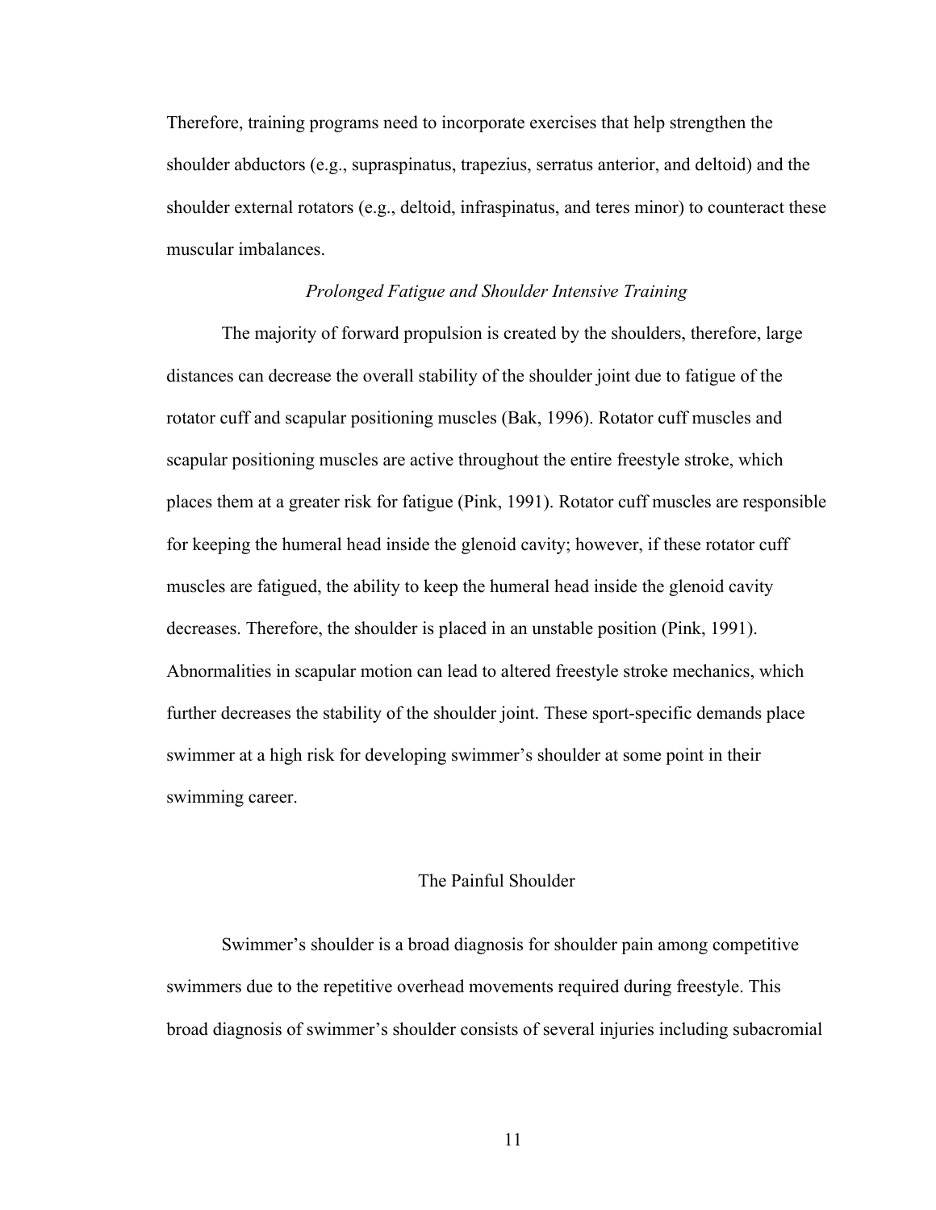Therefore, training programs need to incorporate exercises that help strengthen the shoulder abductors (e.g., supraspinatus, trapezius, serratus anterior, and deltoid) and the shoulder external rotators (e.g., deltoid, infraspinatus, and teres minor) to counteract these muscular imbalances.

### *Prolonged Fatigue and Shoulder Intensive Training*

The majority of forward propulsion is created by the shoulders, therefore, large distances can decrease the overall stability of the shoulder joint due to fatigue of the rotator cuff and scapular positioning muscles (Bak, 1996). Rotator cuff muscles and scapular positioning muscles are active throughout the entire freestyle stroke, which places them at a greater risk for fatigue (Pink, 1991). Rotator cuff muscles are responsible for keeping the humeral head inside the glenoid cavity; however, if these rotator cuff muscles are fatigued, the ability to keep the humeral head inside the glenoid cavity decreases. Therefore, the shoulder is placed in an unstable position (Pink, 1991). Abnormalities in scapular motion can lead to altered freestyle stroke mechanics, which further decreases the stability of the shoulder joint. These sport-specific demands place swimmer at a high risk for developing swimmer's shoulder at some point in their swimming career.

## The Painful Shoulder

Swimmer's shoulder is a broad diagnosis for shoulder pain among competitive swimmers due to the repetitive overhead movements required during freestyle. This broad diagnosis of swimmer's shoulder consists of several injuries including subacromial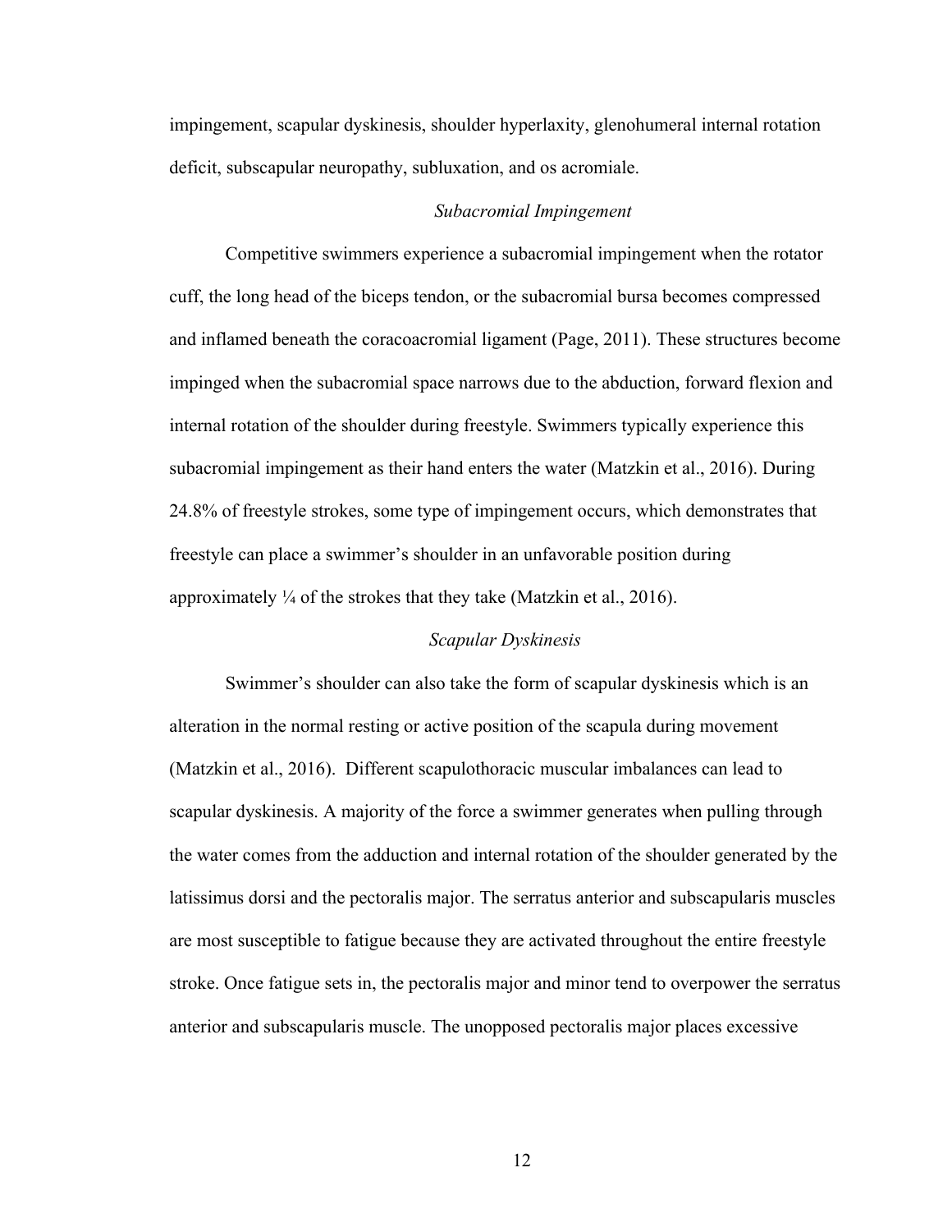impingement, scapular dyskinesis, shoulder hyperlaxity, glenohumeral internal rotation deficit, subscapular neuropathy, subluxation, and os acromiale.

### *Subacromial Impingement*

Competitive swimmers experience a subacromial impingement when the rotator cuff, the long head of the biceps tendon, or the subacromial bursa becomes compressed and inflamed beneath the coracoacromial ligament (Page, 2011). These structures become impinged when the subacromial space narrows due to the abduction, forward flexion and internal rotation of the shoulder during freestyle. Swimmers typically experience this subacromial impingement as their hand enters the water (Matzkin et al., 2016). During 24.8% of freestyle strokes, some type of impingement occurs, which demonstrates that freestyle can place a swimmer's shoulder in an unfavorable position during approximately ¼ of the strokes that they take (Matzkin et al., 2016).

### *Scapular Dyskinesis*

Swimmer's shoulder can also take the form of scapular dyskinesis which is an alteration in the normal resting or active position of the scapula during movement (Matzkin et al., 2016). Different scapulothoracic muscular imbalances can lead to scapular dyskinesis. A majority of the force a swimmer generates when pulling through the water comes from the adduction and internal rotation of the shoulder generated by the latissimus dorsi and the pectoralis major. The serratus anterior and subscapularis muscles are most susceptible to fatigue because they are activated throughout the entire freestyle stroke. Once fatigue sets in, the pectoralis major and minor tend to overpower the serratus anterior and subscapularis muscle. The unopposed pectoralis major places excessive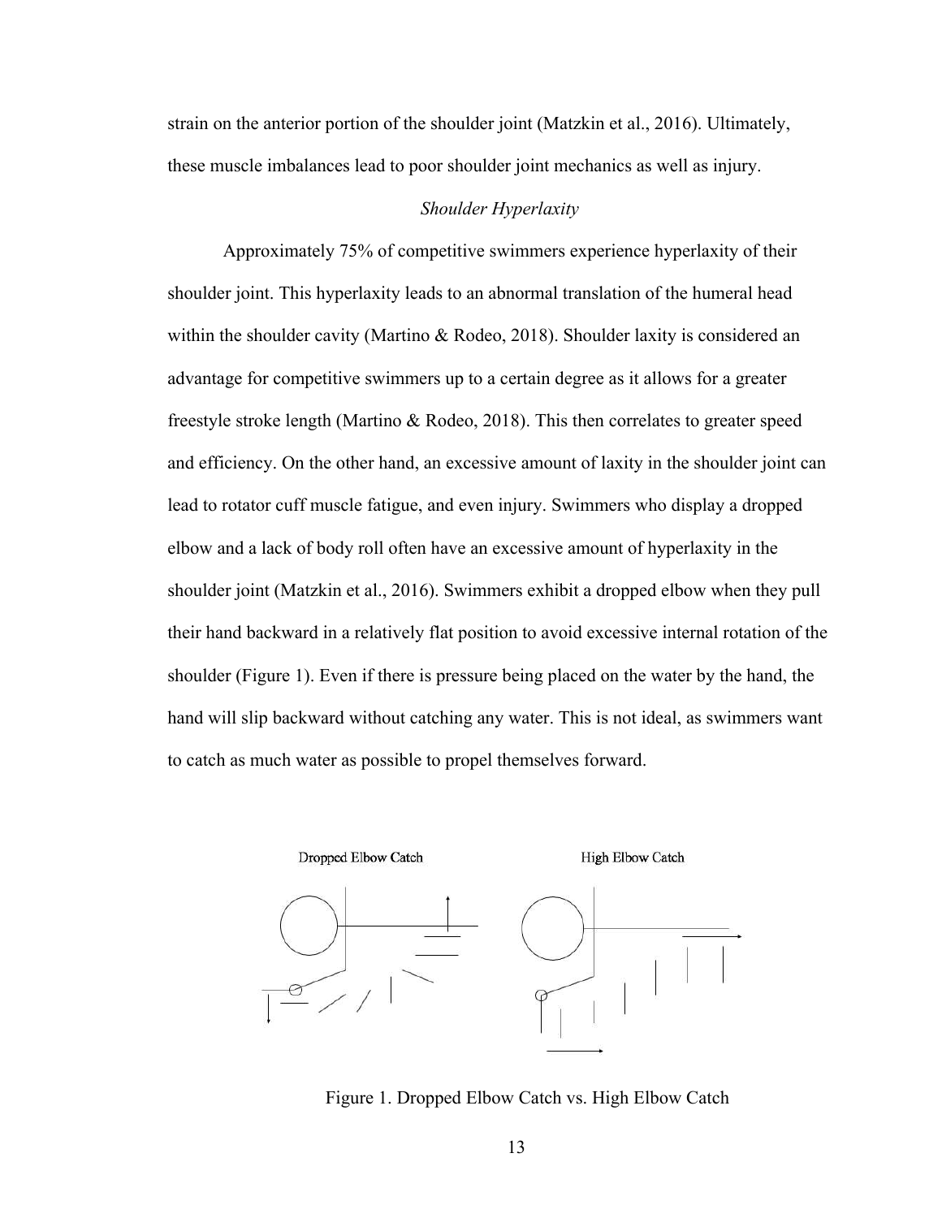strain on the anterior portion of the shoulder joint (Matzkin et al., 2016). Ultimately, these muscle imbalances lead to poor shoulder joint mechanics as well as injury.

### *Shoulder Hyperlaxity*

Approximately 75% of competitive swimmers experience hyperlaxity of their shoulder joint. This hyperlaxity leads to an abnormal translation of the humeral head within the shoulder cavity (Martino & Rodeo, 2018). Shoulder laxity is considered an advantage for competitive swimmers up to a certain degree as it allows for a greater freestyle stroke length (Martino & Rodeo, 2018). This then correlates to greater speed and efficiency. On the other hand, an excessive amount of laxity in the shoulder joint can lead to rotator cuff muscle fatigue, and even injury. Swimmers who display a dropped elbow and a lack of body roll often have an excessive amount of hyperlaxity in the shoulder joint (Matzkin et al., 2016). Swimmers exhibit a dropped elbow when they pull their hand backward in a relatively flat position to avoid excessive internal rotation of the shoulder (Figure 1). Even if there is pressure being placed on the water by the hand, the hand will slip backward without catching any water. This is not ideal, as swimmers want to catch as much water as possible to propel themselves forward.

Dropped Elbow Catch　　High Elbow Catch

Figure 1. Dropped Elbow Catch vs. High Elbow Catch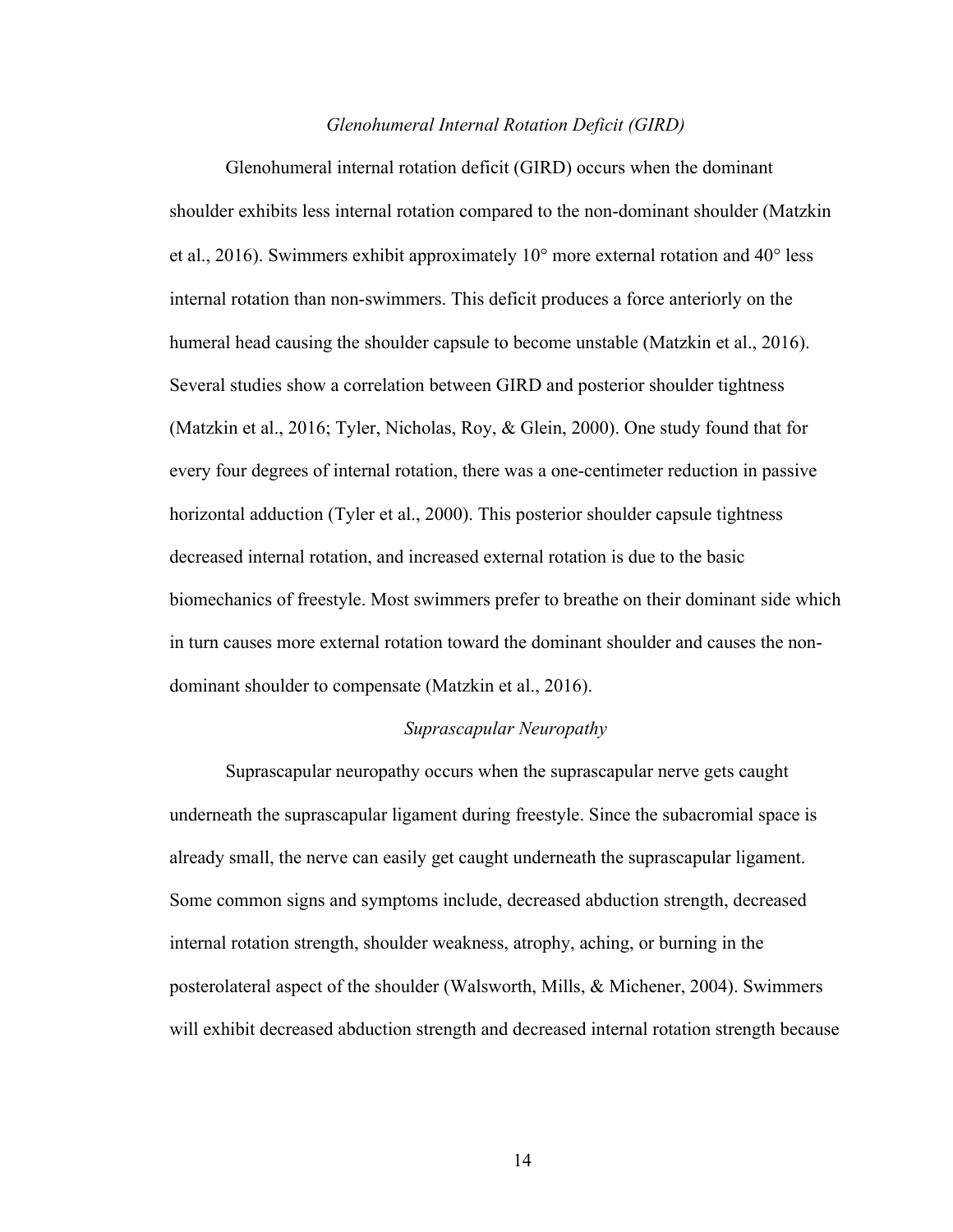### *Glenohumeral Internal Rotation Deficit (GIRD)*

Glenohumeral internal rotation deficit (GIRD) occurs when the dominant shoulder exhibits less internal rotation compared to the non-dominant shoulder (Matzkin et al., 2016). Swimmers exhibit approximately 10° more external rotation and 40° less internal rotation than non-swimmers. This deficit produces a force anteriorly on the humeral head causing the shoulder capsule to become unstable (Matzkin et al., 2016). Several studies show a correlation between GIRD and posterior shoulder tightness (Matzkin et al., 2016; Tyler, Nicholas, Roy, & Glein, 2000). One study found that for every four degrees of internal rotation, there was a one-centimeter reduction in passive horizontal adduction (Tyler et al., 2000). This posterior shoulder capsule tightness decreased internal rotation, and increased external rotation is due to the basic biomechanics of freestyle. Most swimmers prefer to breathe on their dominant side which in turn causes more external rotation toward the dominant shoulder and causes the non-dominant shoulder to compensate (Matzkin et al., 2016).

### *Suprascapular Neuropathy*

Suprascapular neuropathy occurs when the suprascapular nerve gets caught underneath the suprascapular ligament during freestyle. Since the subacromial space is already small, the nerve can easily get caught underneath the suprascapular ligament. Some common signs and symptoms include, decreased abduction strength, decreased internal rotation strength, shoulder weakness, atrophy, aching, or burning in the posterolateral aspect of the shoulder (Walsworth, Mills, & Michener, 2004). Swimmers will exhibit decreased abduction strength and decreased internal rotation strength because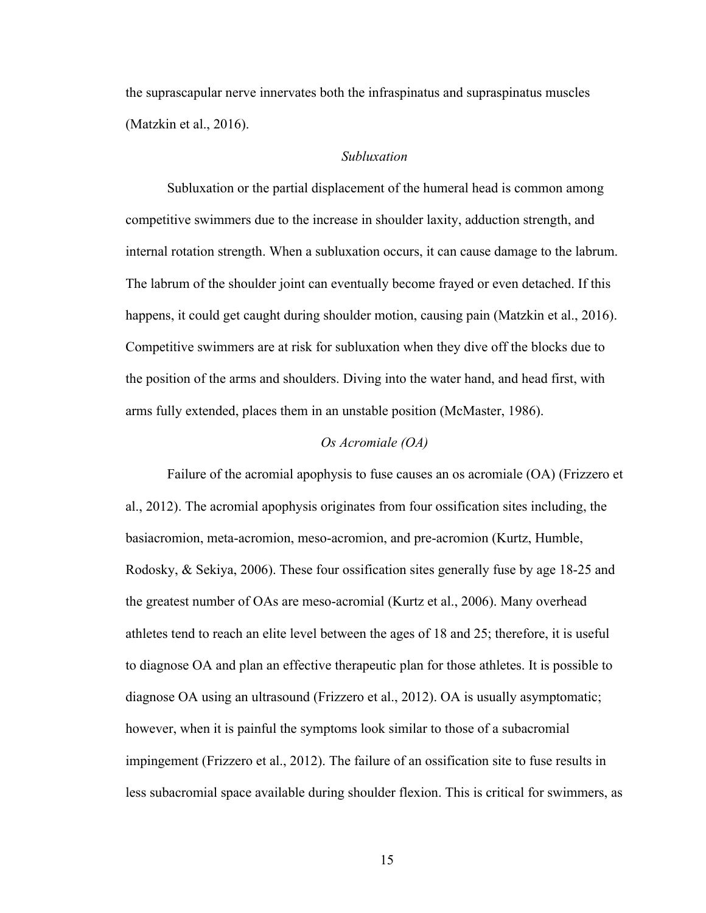the suprascapular nerve innervates both the infraspinatus and supraspinatus muscles (Matzkin et al., 2016).

### *Subluxation*

Subluxation or the partial displacement of the humeral head is common among competitive swimmers due to the increase in shoulder laxity, adduction strength, and internal rotation strength. When a subluxation occurs, it can cause damage to the labrum. The labrum of the shoulder joint can eventually become frayed or even detached. If this happens, it could get caught during shoulder motion, causing pain (Matzkin et al., 2016). Competitive swimmers are at risk for subluxation when they dive off the blocks due to the position of the arms and shoulders. Diving into the water hand, and head first, with arms fully extended, places them in an unstable position (McMaster, 1986).

### *Os Acromiale (OA)*

Failure of the acromial apophysis to fuse causes an os acromiale (OA) (Frizzero et al., 2012). The acromial apophysis originates from four ossification sites including, the basiacromion, meta-acromion, meso-acromion, and pre-acromion (Kurtz, Humble, Rodosky, & Sekiya, 2006). These four ossification sites generally fuse by age 18-25 and the greatest number of OAs are meso-acromial (Kurtz et al., 2006). Many overhead athletes tend to reach an elite level between the ages of 18 and 25; therefore, it is useful to diagnose OA and plan an effective therapeutic plan for those athletes. It is possible to diagnose OA using an ultrasound (Frizzero et al., 2012). OA is usually asymptomatic; however, when it is painful the symptoms look similar to those of a subacromial impingement (Frizzero et al., 2012). The failure of an ossification site to fuse results in less subacromial space available during shoulder flexion. This is critical for swimmers, as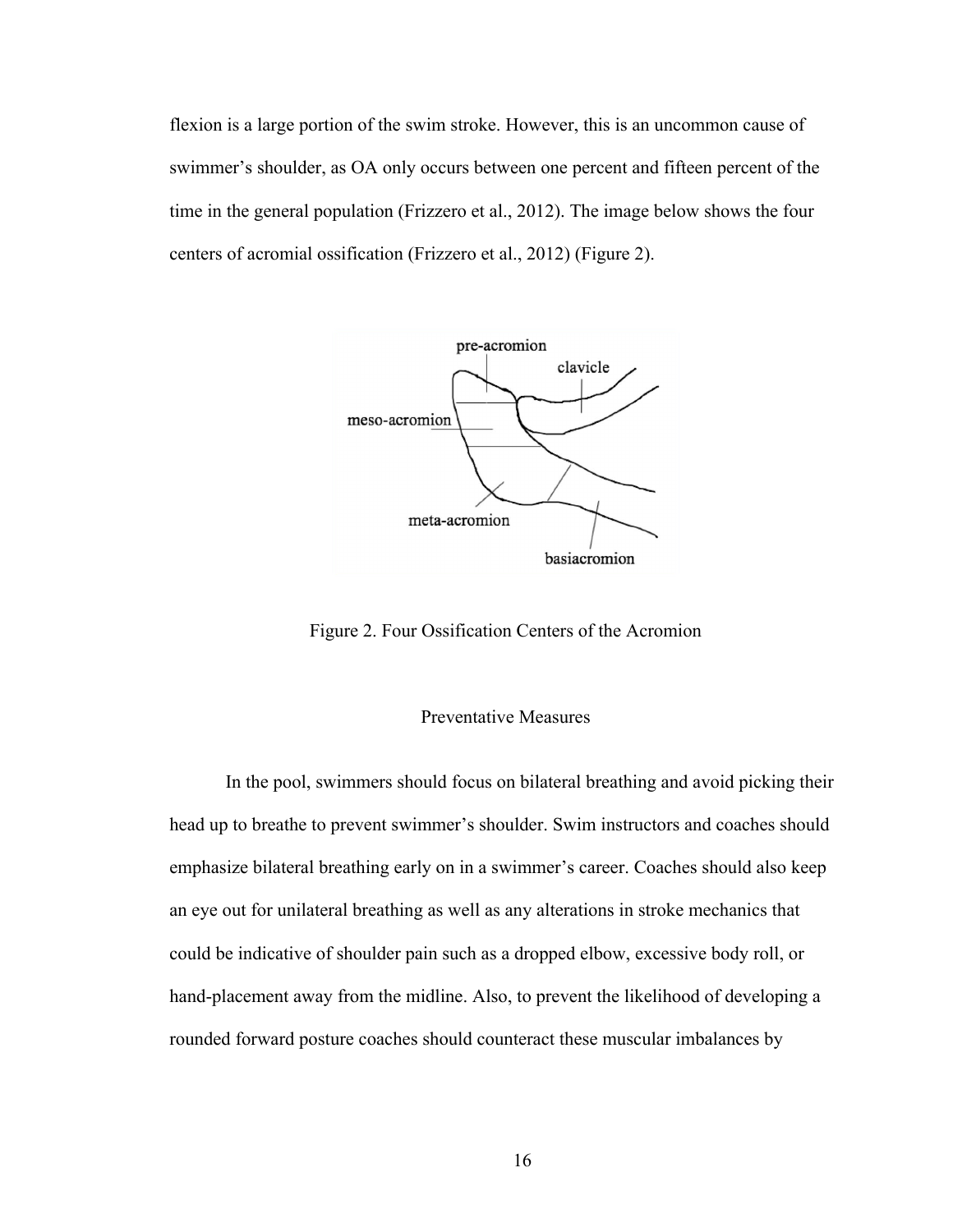flexion is a large portion of the swim stroke. However, this is an uncommon cause of swimmer's shoulder, as OA only occurs between one percent and fifteen percent of the time in the general population (Frizzero et al., 2012). The image below shows the four centers of acromial ossification (Frizzero et al., 2012) (Figure 2).

Figure 2. Four Ossification Centers of the Acromion

## Preventative Measures

In the pool, swimmers should focus on bilateral breathing and avoid picking their head up to breathe to prevent swimmer's shoulder. Swim instructors and coaches should emphasize bilateral breathing early on in a swimmer's career. Coaches should also keep an eye out for unilateral breathing as well as any alterations in stroke mechanics that could be indicative of shoulder pain such as a dropped elbow, excessive body roll, or hand-placement away from the midline. Also, to prevent the likelihood of developing a rounded forward posture coaches should counteract these muscular imbalances by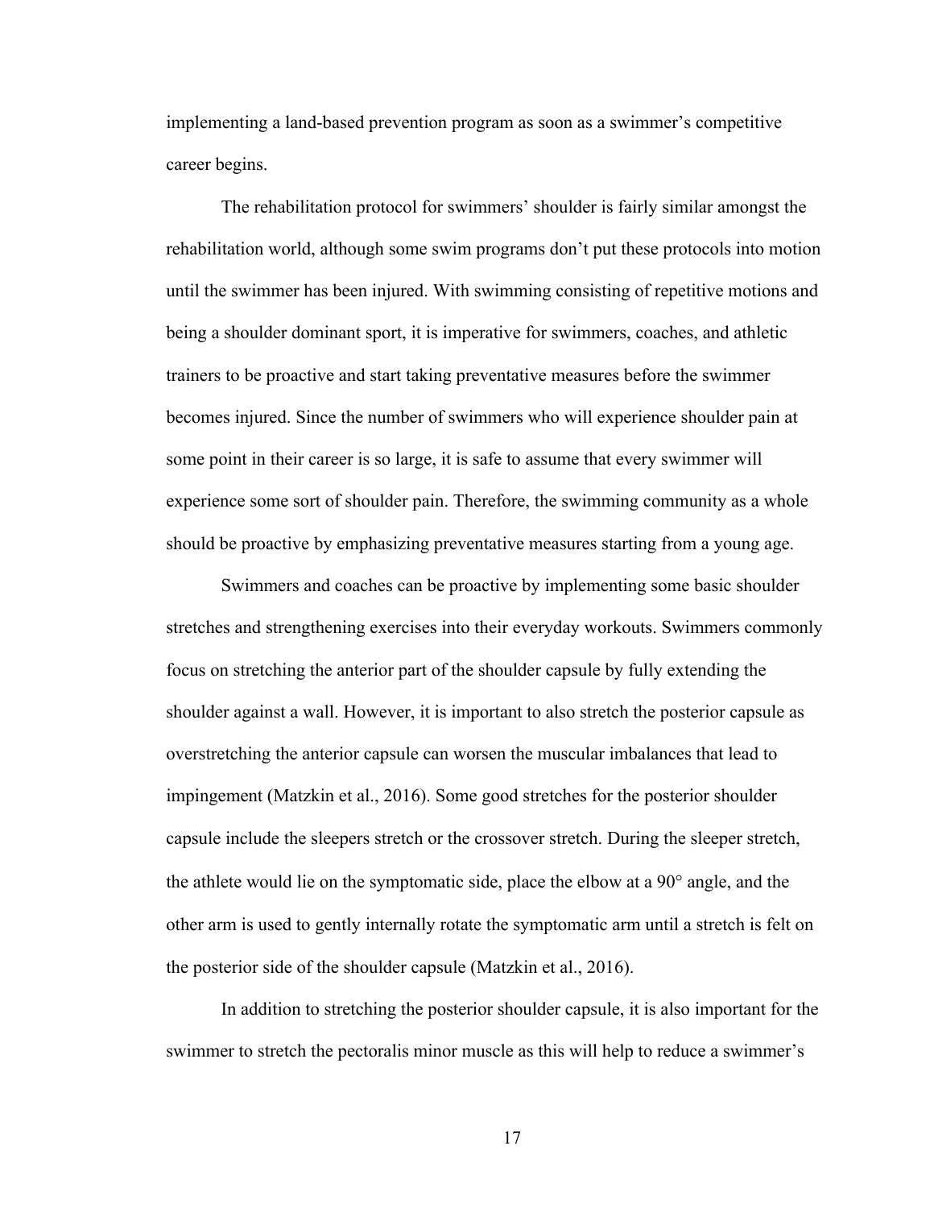implementing a land-based prevention program as soon as a swimmer's competitive career begins.

The rehabilitation protocol for swimmers' shoulder is fairly similar amongst the rehabilitation world, although some swim programs don't put these protocols into motion until the swimmer has been injured. With swimming consisting of repetitive motions and being a shoulder dominant sport, it is imperative for swimmers, coaches, and athletic trainers to be proactive and start taking preventative measures before the swimmer becomes injured. Since the number of swimmers who will experience shoulder pain at some point in their career is so large, it is safe to assume that every swimmer will experience some sort of shoulder pain. Therefore, the swimming community as a whole should be proactive by emphasizing preventative measures starting from a young age.

Swimmers and coaches can be proactive by implementing some basic shoulder stretches and strengthening exercises into their everyday workouts. Swimmers commonly focus on stretching the anterior part of the shoulder capsule by fully extending the shoulder against a wall. However, it is important to also stretch the posterior capsule as overstretching the anterior capsule can worsen the muscular imbalances that lead to impingement (Matzkin et al., 2016). Some good stretches for the posterior shoulder capsule include the sleepers stretch or the crossover stretch. During the sleeper stretch, the athlete would lie on the symptomatic side, place the elbow at a 90° angle, and the other arm is used to gently internally rotate the symptomatic arm until a stretch is felt on the posterior side of the shoulder capsule (Matzkin et al., 2016).

In addition to stretching the posterior shoulder capsule, it is also important for the swimmer to stretch the pectoralis minor muscle as this will help to reduce a swimmer's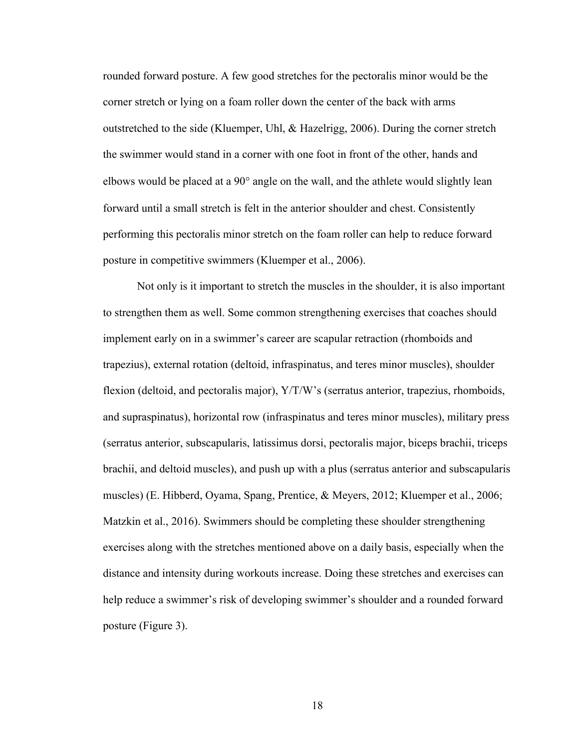rounded forward posture. A few good stretches for the pectoralis minor would be the corner stretch or lying on a foam roller down the center of the back with arms outstretched to the side (Kluemper, Uhl, & Hazelrigg, 2006). During the corner stretch the swimmer would stand in a corner with one foot in front of the other, hands and elbows would be placed at a 90° angle on the wall, and the athlete would slightly lean forward until a small stretch is felt in the anterior shoulder and chest. Consistently performing this pectoralis minor stretch on the foam roller can help to reduce forward posture in competitive swimmers (Kluemper et al., 2006).

Not only is it important to stretch the muscles in the shoulder, it is also important to strengthen them as well. Some common strengthening exercises that coaches should implement early on in a swimmer's career are scapular retraction (rhomboids and trapezius), external rotation (deltoid, infraspinatus, and teres minor muscles), shoulder flexion (deltoid, and pectoralis major), Y/T/W's (serratus anterior, trapezius, rhomboids, and supraspinatus), horizontal row (infraspinatus and teres minor muscles), military press (serratus anterior, subscapularis, latissimus dorsi, pectoralis major, biceps brachii, triceps brachii, and deltoid muscles), and push up with a plus (serratus anterior and subscapularis muscles) (E. Hibberd, Oyama, Spang, Prentice, & Meyers, 2012; Kluemper et al., 2006; Matzkin et al., 2016). Swimmers should be completing these shoulder strengthening exercises along with the stretches mentioned above on a daily basis, especially when the distance and intensity during workouts increase. Doing these stretches and exercises can help reduce a swimmer's risk of developing swimmer's shoulder and a rounded forward posture (Figure 3).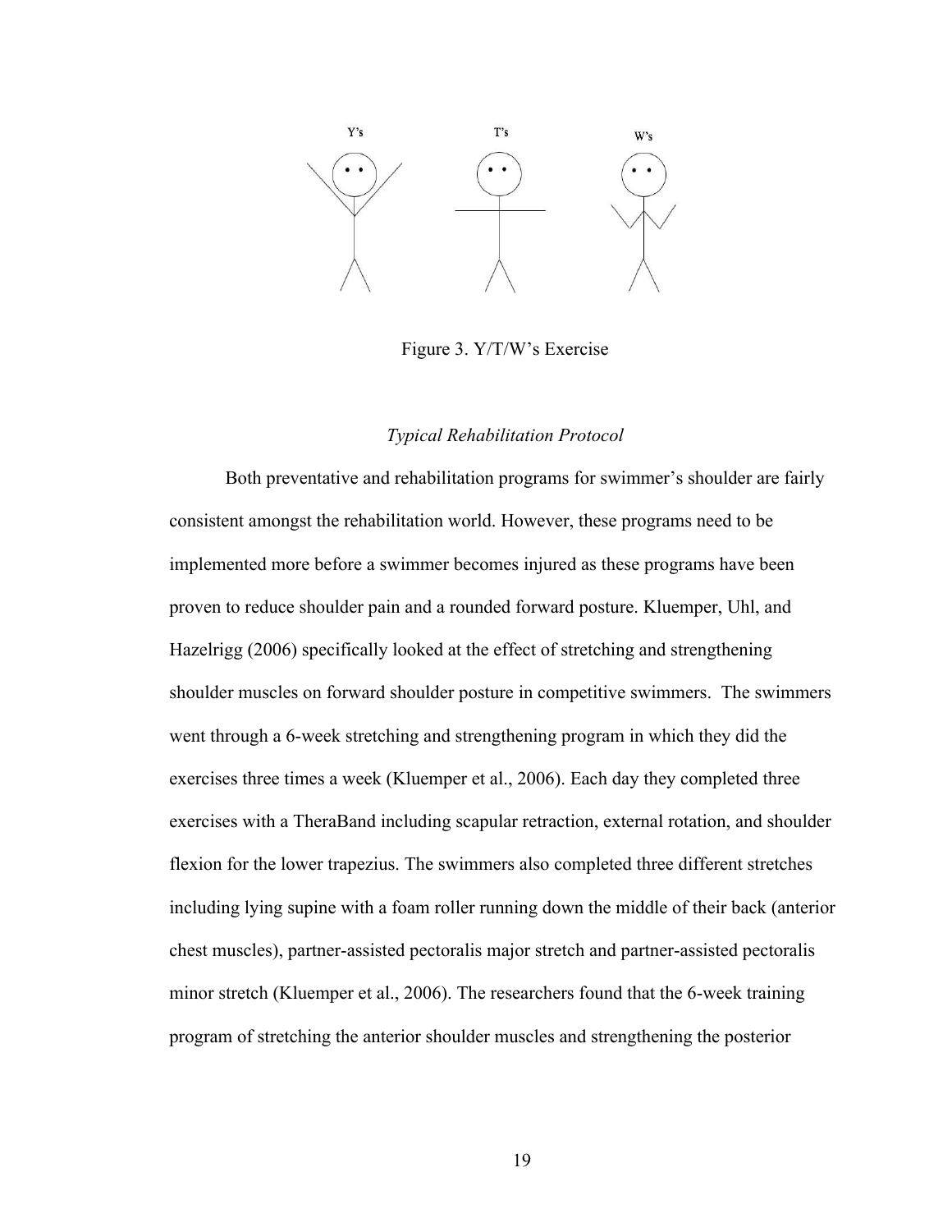Y's T's W's

Figure 3. Y/T/W's Exercise

### *Typical Rehabilitation Protocol*

Both preventative and rehabilitation programs for swimmer's shoulder are fairly consistent amongst the rehabilitation world. However, these programs need to be implemented more before a swimmer becomes injured as these programs have been proven to reduce shoulder pain and a rounded forward posture. Kluemper, Uhl, and Hazelrigg (2006) specifically looked at the effect of stretching and strengthening shoulder muscles on forward shoulder posture in competitive swimmers. The swimmers went through a 6-week stretching and strengthening program in which they did the exercises three times a week (Kluemper et al., 2006). Each day they completed three exercises with a TheraBand including scapular retraction, external rotation, and shoulder flexion for the lower trapezius. The swimmers also completed three different stretches including lying supine with a foam roller running down the middle of their back (anterior chest muscles), partner-assisted pectoralis major stretch and partner-assisted pectoralis minor stretch (Kluemper et al., 2006). The researchers found that the 6-week training program of stretching the anterior shoulder muscles and strengthening the posterior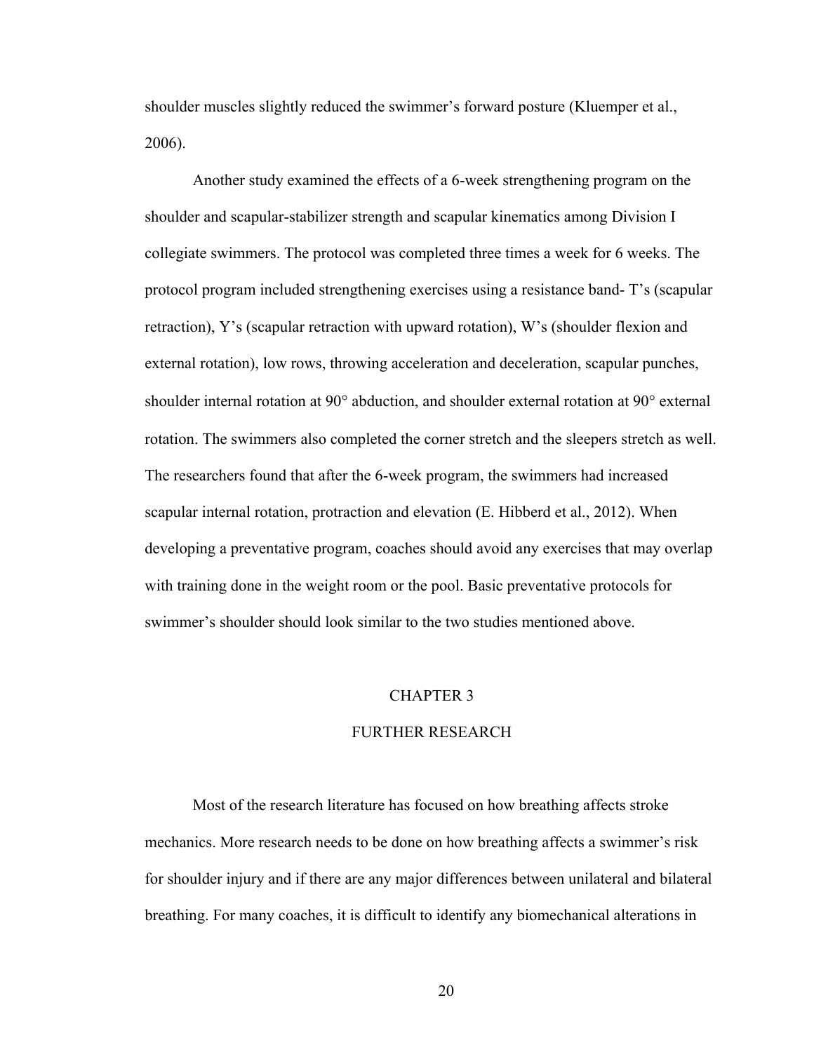shoulder muscles slightly reduced the swimmer's forward posture (Kluemper et al., 2006).

Another study examined the effects of a 6-week strengthening program on the shoulder and scapular-stabilizer strength and scapular kinematics among Division I collegiate swimmers. The protocol was completed three times a week for 6 weeks. The protocol program included strengthening exercises using a resistance band- T's (scapular retraction), Y's (scapular retraction with upward rotation), W's (shoulder flexion and external rotation), low rows, throwing acceleration and deceleration, scapular punches, shoulder internal rotation at 90° abduction, and shoulder external rotation at 90° external rotation. The swimmers also completed the corner stretch and the sleepers stretch as well. The researchers found that after the 6-week program, the swimmers had increased scapular internal rotation, protraction and elevation (E. Hibberd et al., 2012). When developing a preventative program, coaches should avoid any exercises that may overlap with training done in the weight room or the pool. Basic preventative protocols for swimmer's shoulder should look similar to the two studies mentioned above.

# CHAPTER 3

# FURTHER RESEARCH

Most of the research literature has focused on how breathing affects stroke mechanics. More research needs to be done on how breathing affects a swimmer's risk for shoulder injury and if there are any major differences between unilateral and bilateral breathing. For many coaches, it is difficult to identify any biomechanical alterations in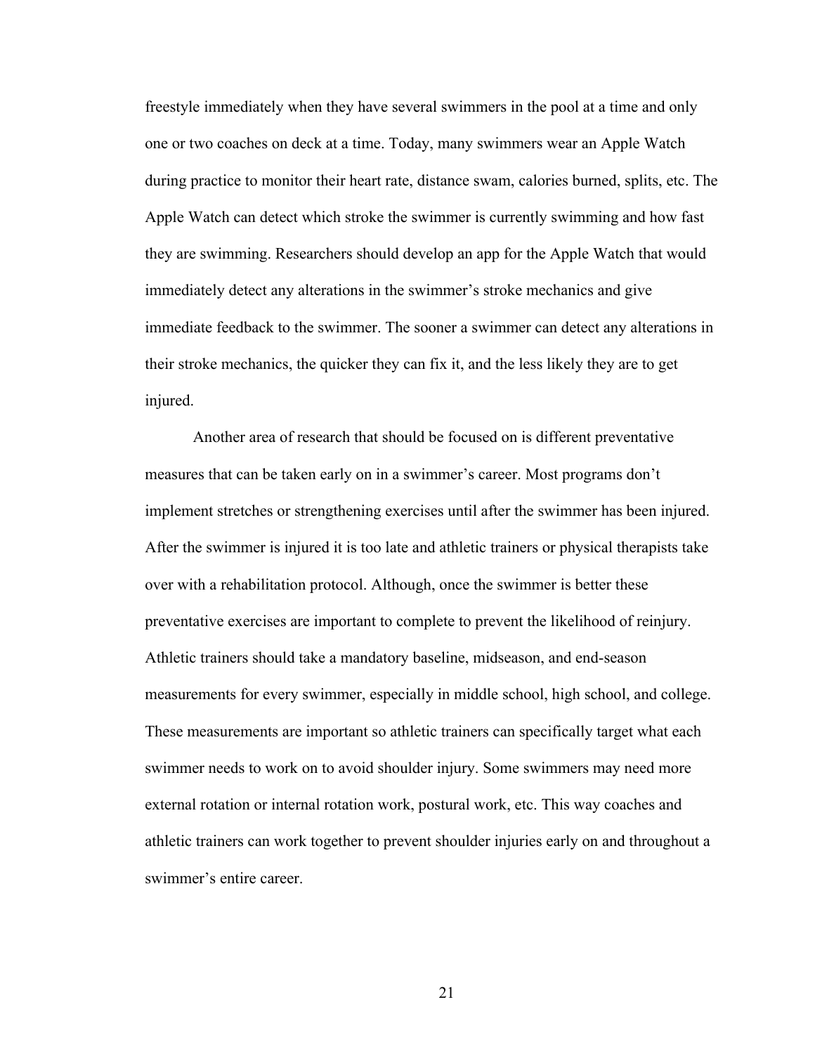freestyle immediately when they have several swimmers in the pool at a time and only one or two coaches on deck at a time. Today, many swimmers wear an Apple Watch during practice to monitor their heart rate, distance swam, calories burned, splits, etc. The Apple Watch can detect which stroke the swimmer is currently swimming and how fast they are swimming. Researchers should develop an app for the Apple Watch that would immediately detect any alterations in the swimmer's stroke mechanics and give immediate feedback to the swimmer. The sooner a swimmer can detect any alterations in their stroke mechanics, the quicker they can fix it, and the less likely they are to get injured.

Another area of research that should be focused on is different preventative measures that can be taken early on in a swimmer's career. Most programs don't implement stretches or strengthening exercises until after the swimmer has been injured. After the swimmer is injured it is too late and athletic trainers or physical therapists take over with a rehabilitation protocol. Although, once the swimmer is better these preventative exercises are important to complete to prevent the likelihood of reinjury. Athletic trainers should take a mandatory baseline, midseason, and end-season measurements for every swimmer, especially in middle school, high school, and college. These measurements are important so athletic trainers can specifically target what each swimmer needs to work on to avoid shoulder injury. Some swimmers may need more external rotation or internal rotation work, postural work, etc. This way coaches and athletic trainers can work together to prevent shoulder injuries early on and throughout a swimmer's entire career.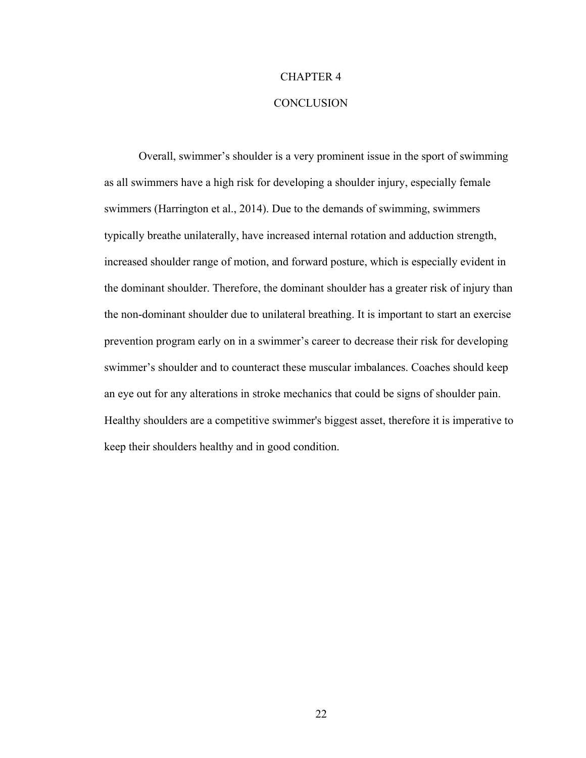# CHAPTER 4

# CONCLUSION

Overall, swimmer's shoulder is a very prominent issue in the sport of swimming as all swimmers have a high risk for developing a shoulder injury, especially female swimmers (Harrington et al., 2014). Due to the demands of swimming, swimmers typically breathe unilaterally, have increased internal rotation and adduction strength, increased shoulder range of motion, and forward posture, which is especially evident in the dominant shoulder. Therefore, the dominant shoulder has a greater risk of injury than the non-dominant shoulder due to unilateral breathing. It is important to start an exercise prevention program early on in a swimmer's career to decrease their risk for developing swimmer's shoulder and to counteract these muscular imbalances. Coaches should keep an eye out for any alterations in stroke mechanics that could be signs of shoulder pain. Healthy shoulders are a competitive swimmer's biggest asset, therefore it is imperative to keep their shoulders healthy and in good condition.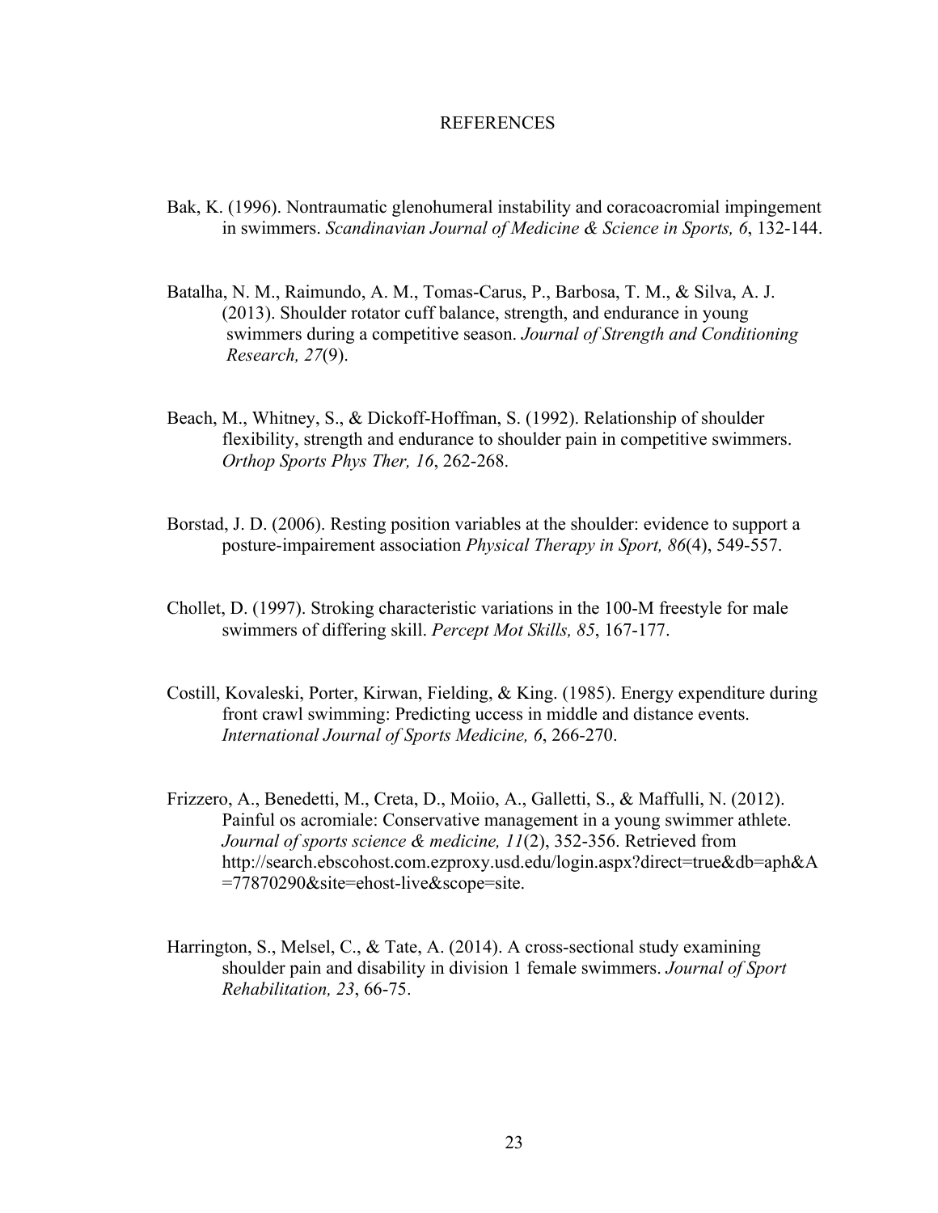# REFERENCES

Bak, K. (1996). Nontraumatic glenohumeral instability and coracoacromial impingement in swimmers. *Scandinavian Journal of Medicine & Science in Sports, 6*, 132-144.

Batalha, N. M., Raimundo, A. M., Tomas-Carus, P., Barbosa, T. M., & Silva, A. J. (2013). Shoulder rotator cuff balance, strength, and endurance in young swimmers during a competitive season. *Journal of Strength and Conditioning Research, 27*(9).

Beach, M., Whitney, S., & Dickoff-Hoffman, S. (1992). Relationship of shoulder flexibility, strength and endurance to shoulder pain in competitive swimmers. *Orthop Sports Phys Ther, 16*, 262-268.

Borstad, J. D. (2006). Resting position variables at the shoulder: evidence to support a posture-impairement association *Physical Therapy in Sport, 86*(4), 549-557.

Chollet, D. (1997). Stroking characteristic variations in the 100-M freestyle for male swimmers of differing skill. *Percept Mot Skills, 85*, 167-177.

Costill, Kovaleski, Porter, Kirwan, Fielding, & King. (1985). Energy expenditure during front crawl swimming: Predicting uccess in middle and distance events. *International Journal of Sports Medicine, 6*, 266-270.

Frizzero, A., Benedetti, M., Creta, D., Moiio, A., Galletti, S., & Maffulli, N. (2012). Painful os acromiale: Conservative management in a young swimmer athlete. *Journal of sports science & medicine, 11*(2), 352-356. Retrieved from http://search.ebscohost.com.ezproxy.usd.edu/login.aspx?direct=true&db=aph&A=77870290&site=ehost-live&scope=site.

Harrington, S., Melsel, C., & Tate, A. (2014). A cross-sectional study examining shoulder pain and disability in division 1 female swimmers. *Journal of Sport Rehabilitation, 23*, 66-75.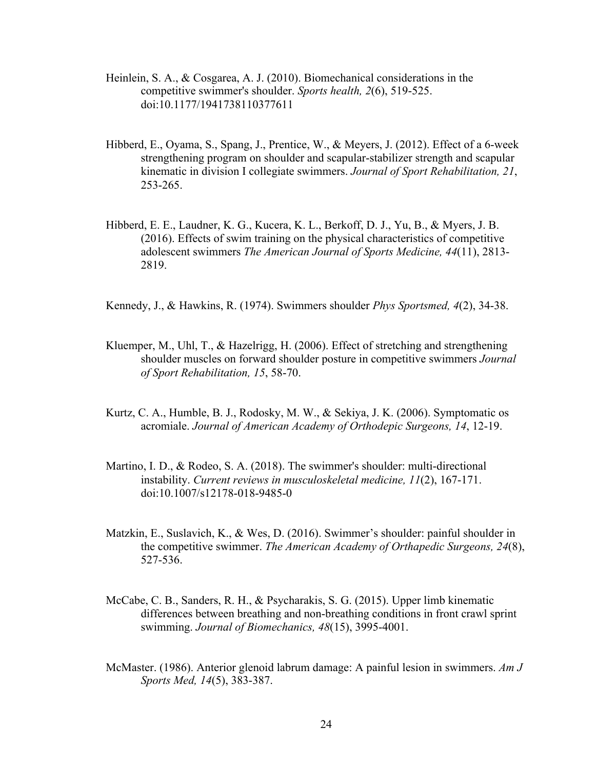Heinlein, S. A., & Cosgarea, A. J. (2010). Biomechanical considerations in the competitive swimmer's shoulder. *Sports health, 2*(6), 519-525. doi:10.1177/1941738110377611

Hibberd, E., Oyama, S., Spang, J., Prentice, W., & Meyers, J. (2012). Effect of a 6-week strengthening program on shoulder and scapular-stabilizer strength and scapular kinematic in division I collegiate swimmers. *Journal of Sport Rehabilitation, 21*, 253-265.

Hibberd, E. E., Laudner, K. G., Kucera, K. L., Berkoff, D. J., Yu, B., & Myers, J. B. (2016). Effects of swim training on the physical characteristics of competitive adolescent swimmers *The American Journal of Sports Medicine, 44*(11), 2813-2819.

Kennedy, J., & Hawkins, R. (1974). Swimmers shoulder *Phys Sportsmed, 4*(2), 34-38.

Kluemper, M., Uhl, T., & Hazelrigg, H. (2006). Effect of stretching and strengthening shoulder muscles on forward shoulder posture in competitive swimmers *Journal of Sport Rehabilitation, 15*, 58-70.

Kurtz, C. A., Humble, B. J., Rodosky, M. W., & Sekiya, J. K. (2006). Symptomatic os acromiale. *Journal of American Academy of Orthodepic Surgeons, 14*, 12-19.

Martino, I. D., & Rodeo, S. A. (2018). The swimmer's shoulder: multi-directional instability. *Current reviews in musculoskeletal medicine, 11*(2), 167-171. doi:10.1007/s12178-018-9485-0

Matzkin, E., Suslavich, K., & Wes, D. (2016). Swimmer's shoulder: painful shoulder in the competitive swimmer. *The American Academy of Orthapedic Surgeons, 24*(8), 527-536.

McCabe, C. B., Sanders, R. H., & Psycharakis, S. G. (2015). Upper limb kinematic differences between breathing and non-breathing conditions in front crawl sprint swimming. *Journal of Biomechanics, 48*(15), 3995-4001.

McMaster. (1986). Anterior glenoid labrum damage: A painful lesion in swimmers. *Am J Sports Med, 14*(5), 383-387.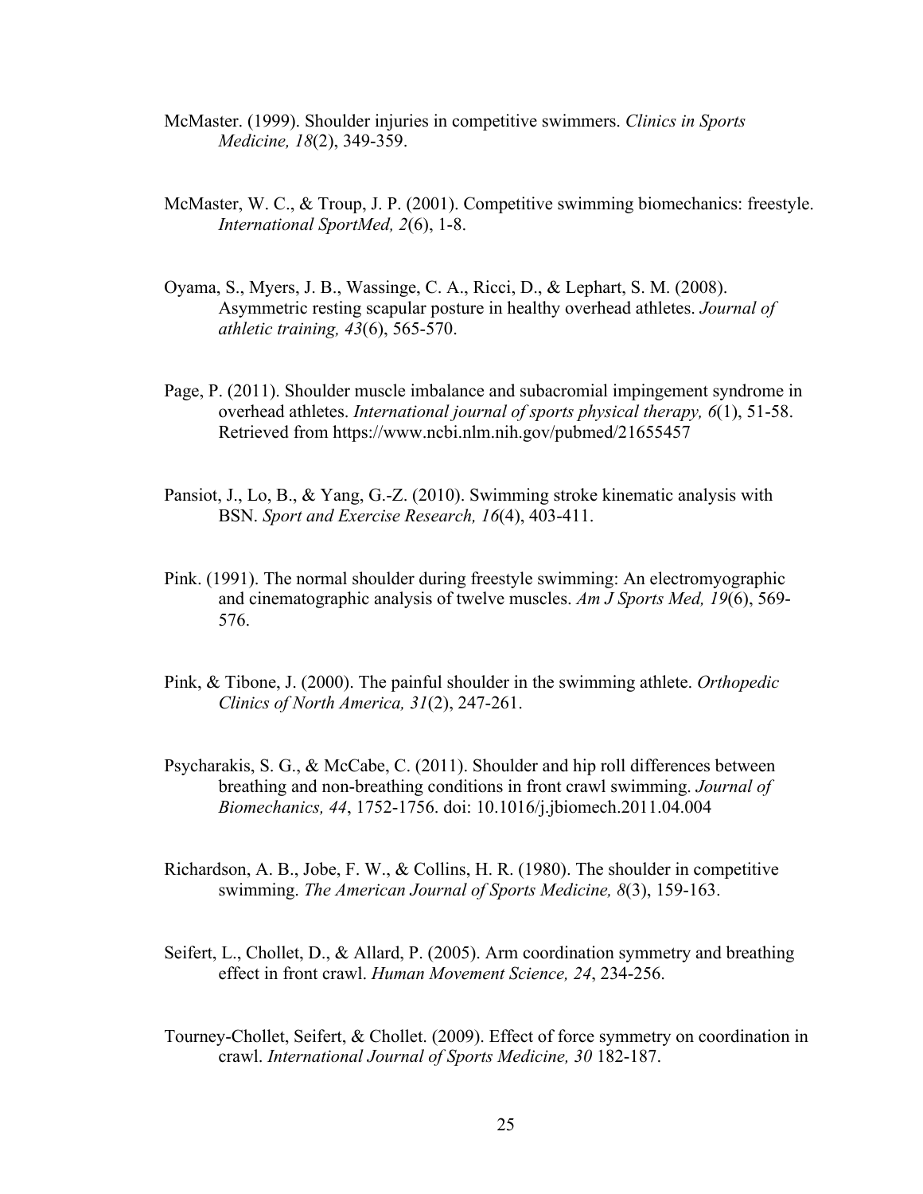McMaster. (1999). Shoulder injuries in competitive swimmers. *Clinics in Sports Medicine, 18*(2), 349-359.

McMaster, W. C., & Troup, J. P. (2001). Competitive swimming biomechanics: freestyle. *International SportMed, 2*(6), 1-8.

Oyama, S., Myers, J. B., Wassinge, C. A., Ricci, D., & Lephart, S. M. (2008). Asymmetric resting scapular posture in healthy overhead athletes. *Journal of athletic training, 43*(6), 565-570.

Page, P. (2011). Shoulder muscle imbalance and subacromial impingement syndrome in overhead athletes. *International journal of sports physical therapy, 6*(1), 51-58. Retrieved from https://www.ncbi.nlm.nih.gov/pubmed/21655457

Pansiot, J., Lo, B., & Yang, G.-Z. (2010). Swimming stroke kinematic analysis with BSN. *Sport and Exercise Research, 16*(4), 403-411.

Pink. (1991). The normal shoulder during freestyle swimming: An electromyographic and cinematographic analysis of twelve muscles. *Am J Sports Med, 19*(6), 569-576.

Pink, & Tibone, J. (2000). The painful shoulder in the swimming athlete. *Orthopedic Clinics of North America, 31*(2), 247-261.

Psycharakis, S. G., & McCabe, C. (2011). Shoulder and hip roll differences between breathing and non-breathing conditions in front crawl swimming. *Journal of Biomechanics, 44*, 1752-1756. doi: 10.1016/j.jbiomech.2011.04.004

Richardson, A. B., Jobe, F. W., & Collins, H. R. (1980). The shoulder in competitive swimming. *The American Journal of Sports Medicine, 8*(3), 159-163.

Seifert, L., Chollet, D., & Allard, P. (2005). Arm coordination symmetry and breathing effect in front crawl. *Human Movement Science, 24*, 234-256.

Tourney-Chollet, Seifert, & Chollet. (2009). Effect of force symmetry on coordination in crawl. *International Journal of Sports Medicine, 30* 182-187.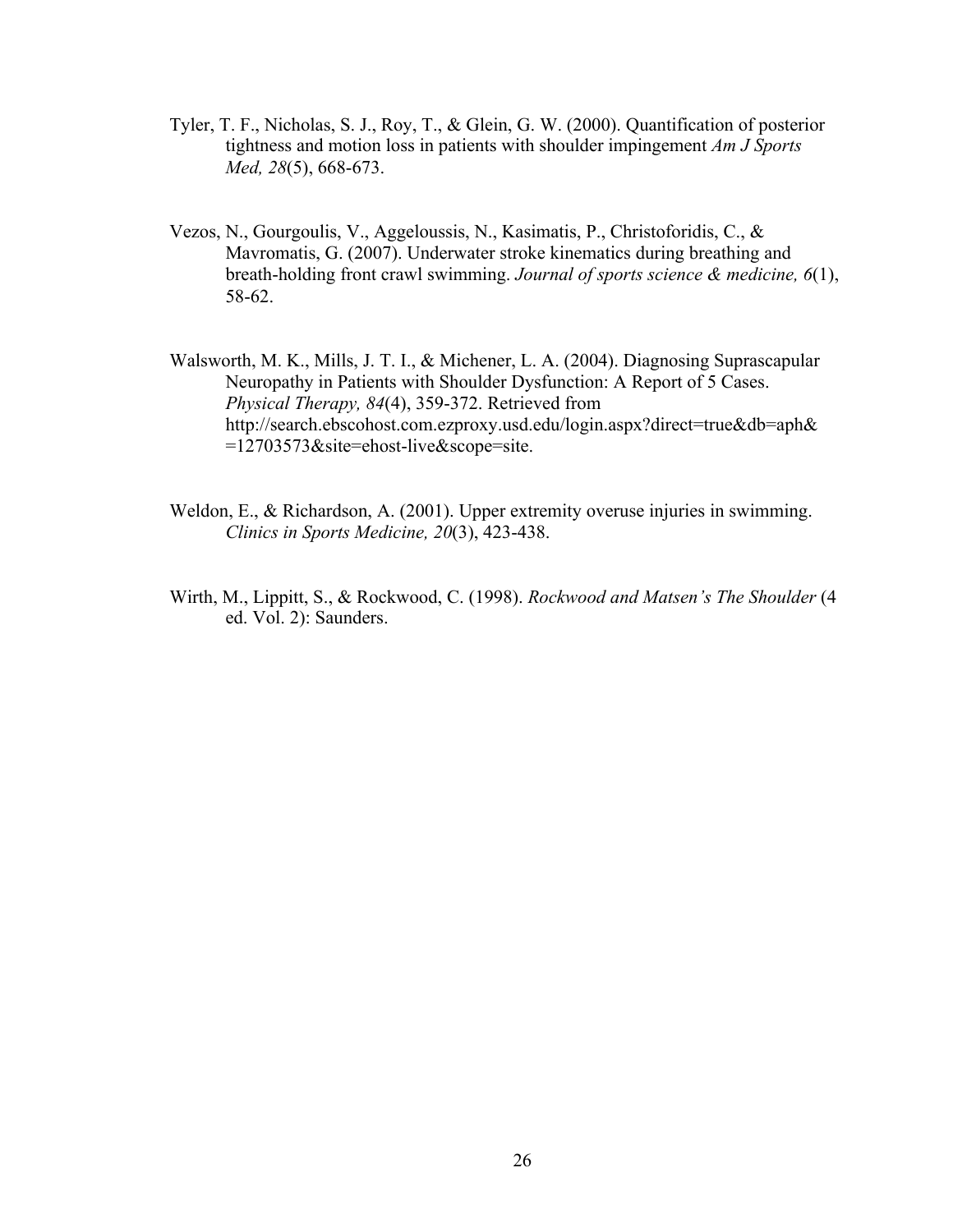Tyler, T. F., Nicholas, S. J., Roy, T., & Glein, G. W. (2000). Quantification of posterior tightness and motion loss in patients with shoulder impingement *Am J Sports Med, 28*(5), 668-673.

Vezos, N., Gourgoulis, V., Aggeloussis, N., Kasimatis, P., Christoforidis, C., & Mavromatis, G. (2007). Underwater stroke kinematics during breathing and breath-holding front crawl swimming. *Journal of sports science & medicine, 6*(1), 58-62.

Walsworth, M. K., Mills, J. T. I., & Michener, L. A. (2004). Diagnosing Suprascapular Neuropathy in Patients with Shoulder Dysfunction: A Report of 5 Cases. *Physical Therapy, 84*(4), 359-372. Retrieved from http://search.ebscohost.com.ezproxy.usd.edu/login.aspx?direct=true&db=aph&=12703573&site=ehost-live&scope=site.

Weldon, E., & Richardson, A. (2001). Upper extremity overuse injuries in swimming. *Clinics in Sports Medicine, 20*(3), 423-438.

Wirth, M., Lippitt, S., & Rockwood, C. (1998). *Rockwood and Matsen's The Shoulder* (4 ed. Vol. 2): Saunders.